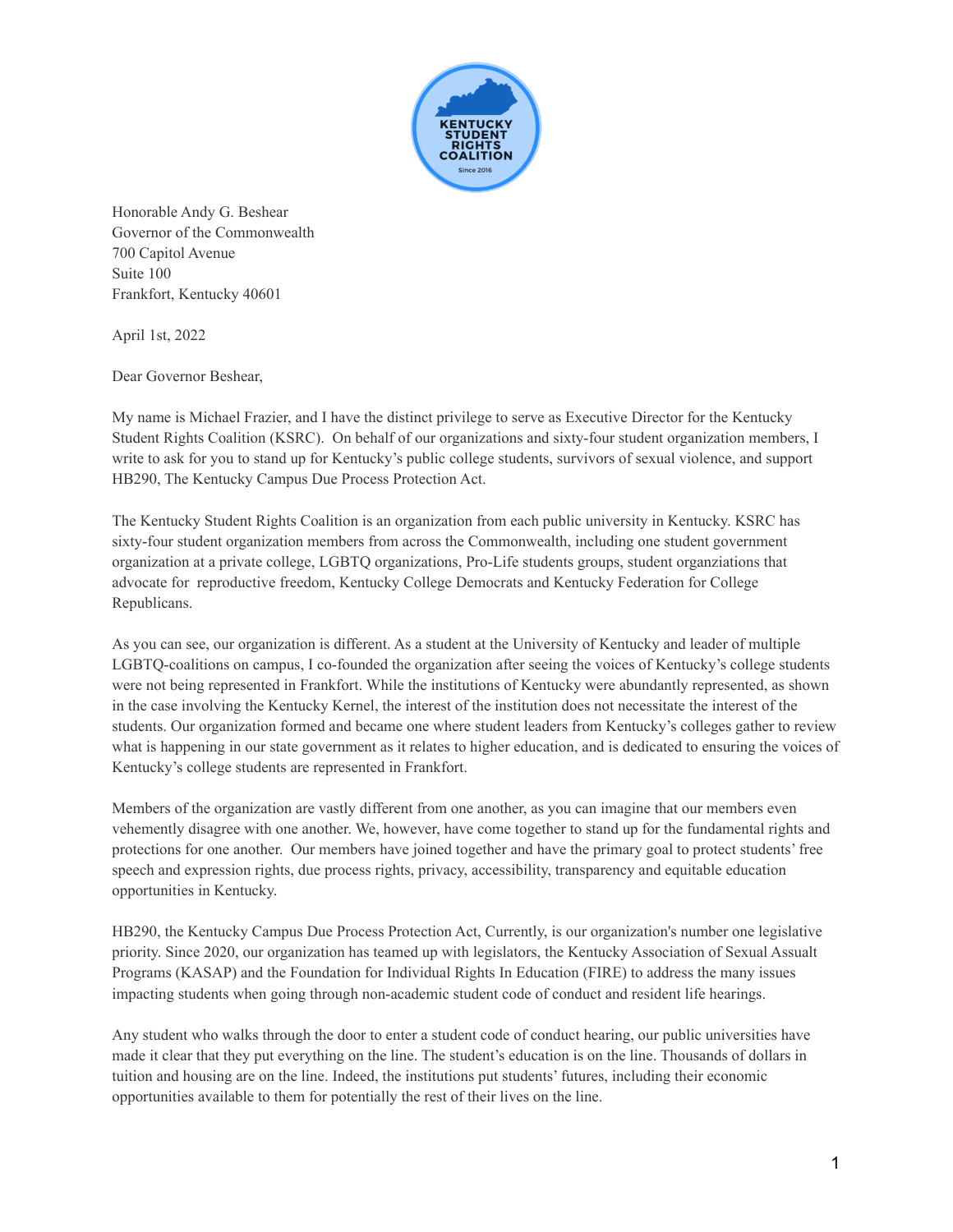Honorable Andy G. Beshear
Governor of the Commonwealth
700 Capitol Avenue
Suite 100
Frankfort, Kentucky 40601

April 1st, 2022

Dear Governor Beshear,

My name is Michael Frazier, and I have the distinct privilege to serve as Executive Director for the Kentucky Student Rights Coalition (KSRC). On behalf of our organizations and sixty-four student organization members, I write to ask for you to stand up for Kentucky's public college students, survivors of sexual violence, and support HB290, The Kentucky Campus Due Process Protection Act.

The Kentucky Student Rights Coalition is an organization from each public university in Kentucky. KSRC has sixty-four student organization members from across the Commonwealth, including one student government organization at a private college, LGBTQ organizations, Pro-Life students groups, student organziations that advocate for reproductive freedom, Kentucky College Democrats and Kentucky Federation for College Republicans.

As you can see, our organization is different. As a student at the University of Kentucky and leader of multiple LGBTQ-coalitions on campus, I co-founded the organization after seeing the voices of Kentucky's college students were not being represented in Frankfort. While the institutions of Kentucky were abundantly represented, as shown in the case involving the Kentucky Kernel, the interest of the institution does not necessitate the interest of the students. Our organization formed and became one where student leaders from Kentucky's colleges gather to review what is happening in our state government as it relates to higher education, and is dedicated to ensuring the voices of Kentucky's college students are represented in Frankfort.

Members of the organization are vastly different from one another, as you can imagine that our members even vehemently disagree with one another. We, however, have come together to stand up for the fundamental rights and protections for one another. Our members have joined together and have the primary goal to protect students' free speech and expression rights, due process rights, privacy, accessibility, transparency and equitable education opportunities in Kentucky.

HB290, the Kentucky Campus Due Process Protection Act, Currently, is our organization's number one legislative priority. Since 2020, our organization has teamed up with legislators, the Kentucky Association of Sexual Assault Programs (KASAP) and the Foundation for Individual Rights In Education (FIRE) to address the many issues impacting students when going through non-academic student code of conduct and resident life hearings.

Any student who walks through the door to enter a student code of conduct hearing, our public universities have made it clear that they put everything on the line. The student's education is on the line. Thousands of dollars in tuition and housing are on the line. Indeed, the institutions put students' futures, including their economic opportunities available to them for potentially the rest of their lives on the line.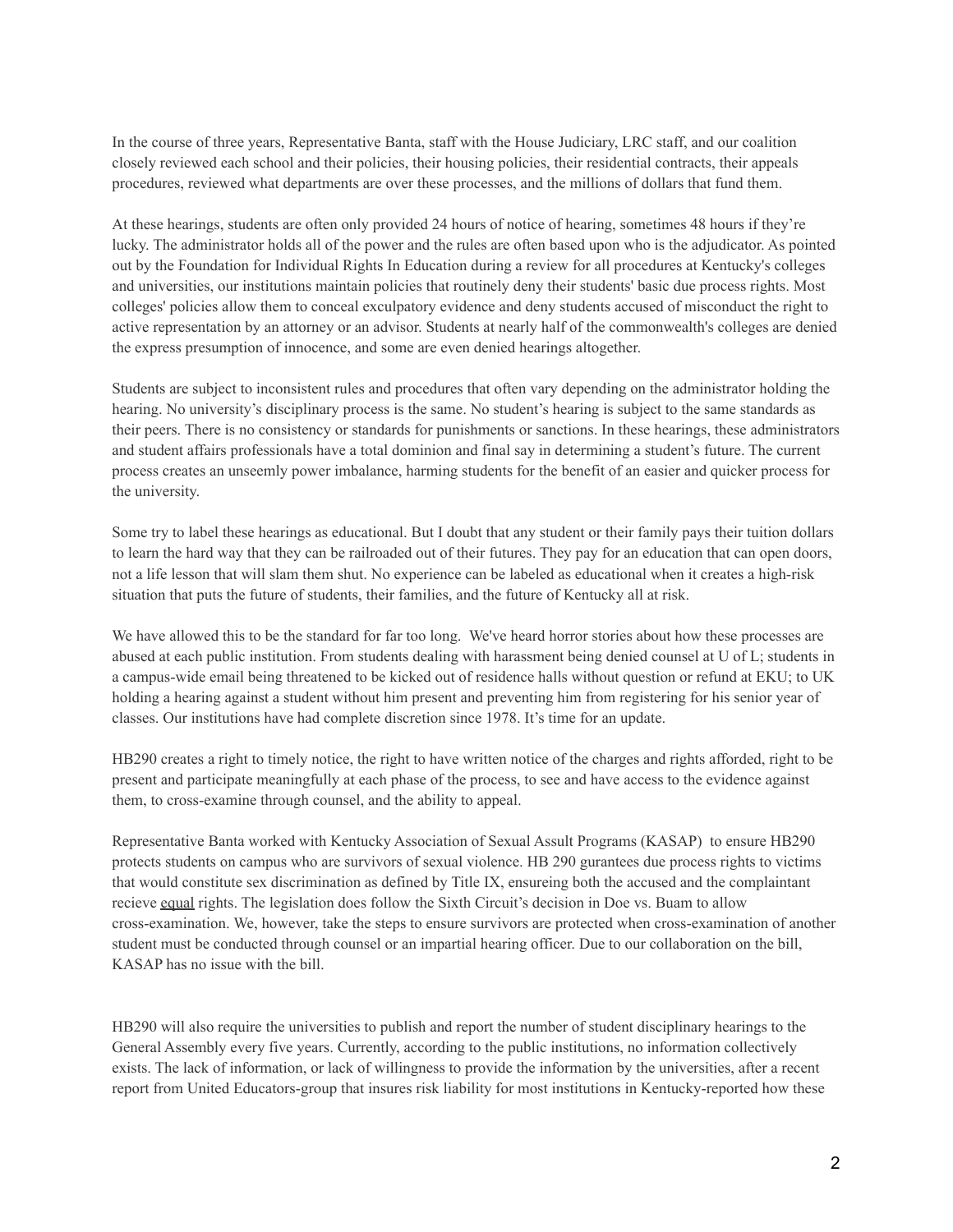In the course of three years, Representative Banta, staff with the House Judiciary, LRC staff, and our coalition closely reviewed each school and their policies, their housing policies, their residential contracts, their appeals procedures, reviewed what departments are over these processes, and the millions of dollars that fund them.

At these hearings, students are often only provided 24 hours of notice of hearing, sometimes 48 hours if they're lucky. The administrator holds all of the power and the rules are often based upon who is the adjudicator. As pointed out by the Foundation for Individual Rights In Education during a review for all procedures at Kentucky's colleges and universities, our institutions maintain policies that routinely deny their students' basic due process rights. Most colleges' policies allow them to conceal exculpatory evidence and deny students accused of misconduct the right to active representation by an attorney or an advisor. Students at nearly half of the commonwealth's colleges are denied the express presumption of innocence, and some are even denied hearings altogether.

Students are subject to inconsistent rules and procedures that often vary depending on the administrator holding the hearing. No university's disciplinary process is the same. No student's hearing is subject to the same standards as their peers. There is no consistency or standards for punishments or sanctions. In these hearings, these administrators and student affairs professionals have a total dominion and final say in determining a student's future. The current process creates an unseemly power imbalance, harming students for the benefit of an easier and quicker process for the university.

Some try to label these hearings as educational. But I doubt that any student or their family pays their tuition dollars to learn the hard way that they can be railroaded out of their futures. They pay for an education that can open doors, not a life lesson that will slam them shut. No experience can be labeled as educational when it creates a high-risk situation that puts the future of students, their families, and the future of Kentucky all at risk.

We have allowed this to be the standard for far too long. We've heard horror stories about how these processes are abused at each public institution. From students dealing with harassment being denied counsel at U of L; students in a campus-wide email being threatened to be kicked out of residence halls without question or refund at EKU; to UK holding a hearing against a student without him present and preventing him from registering for his senior year of classes. Our institutions have had complete discretion since 1978. It's time for an update.

HB290 creates a right to timely notice, the right to have written notice of the charges and rights afforded, right to be present and participate meaningfully at each phase of the process, to see and have access to the evidence against them, to cross-examine through counsel, and the ability to appeal.

Representative Banta worked with Kentucky Association of Sexual Assult Programs (KASAP) to ensure HB290 protects students on campus who are survivors of sexual violence. HB 290 gurantees due process rights to victims that would constitute sex discrimination as defined by Title IX, ensureing both the accused and the complainant recieve equal rights. The legislation does follow the Sixth Circuit's decision in Doe vs. Buam to allow cross-examination. We, however, take the steps to ensure survivors are protected when cross-examination of another student must be conducted through counsel or an impartial hearing officer. Due to our collaboration on the bill, KASAP has no issue with the bill.

HB290 will also require the universities to publish and report the number of student disciplinary hearings to the General Assembly every five years. Currently, according to the public institutions, no information collectively exists. The lack of information, or lack of willingness to provide the information by the universities, after a recent report from United Educators-group that insures risk liability for most institutions in Kentucky-reported how these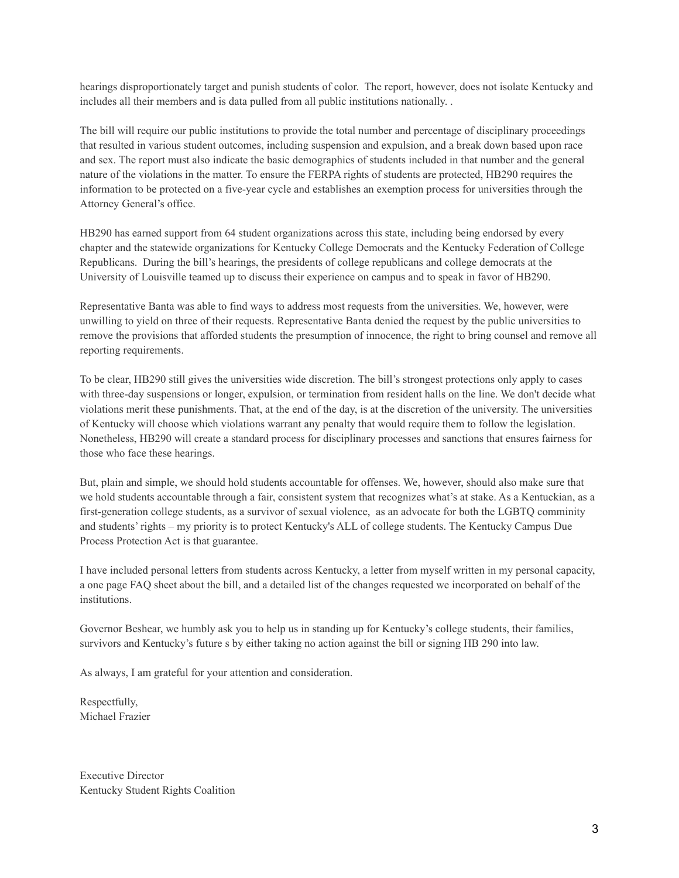hearings disproportionately target and punish students of color. The report, however, does not isolate Kentucky and includes all their members and is data pulled from all public institutions nationally. .

The bill will require our public institutions to provide the total number and percentage of disciplinary proceedings that resulted in various student outcomes, including suspension and expulsion, and a break down based upon race and sex. The report must also indicate the basic demographics of students included in that number and the general nature of the violations in the matter. To ensure the FERPA rights of students are protected, HB290 requires the information to be protected on a five-year cycle and establishes an exemption process for universities through the Attorney General's office.

HB290 has earned support from 64 student organizations across this state, including being endorsed by every chapter and the statewide organizations for Kentucky College Democrats and the Kentucky Federation of College Republicans. During the bill's hearings, the presidents of college republicans and college democrats at the University of Louisville teamed up to discuss their experience on campus and to speak in favor of HB290.

Representative Banta was able to find ways to address most requests from the universities. We, however, were unwilling to yield on three of their requests. Representative Banta denied the request by the public universities to remove the provisions that afforded students the presumption of innocence, the right to bring counsel and remove all reporting requirements.

To be clear, HB290 still gives the universities wide discretion. The bill's strongest protections only apply to cases with three-day suspensions or longer, expulsion, or termination from resident halls on the line. We don't decide what violations merit these punishments. That, at the end of the day, is at the discretion of the university. The universities of Kentucky will choose which violations warrant any penalty that would require them to follow the legislation. Nonetheless, HB290 will create a standard process for disciplinary processes and sanctions that ensures fairness for those who face these hearings.

But, plain and simple, we should hold students accountable for offenses. We, however, should also make sure that we hold students accountable through a fair, consistent system that recognizes what's at stake. As a Kentuckian, as a first-generation college students, as a survivor of sexual violence, as an advocate for both the LGBTQ comminity and students' rights – my priority is to protect Kentucky's ALL of college students. The Kentucky Campus Due Process Protection Act is that guarantee.

I have included personal letters from students across Kentucky, a letter from myself written in my personal capacity, a one page FAQ sheet about the bill, and a detailed list of the changes requested we incorporated on behalf of the institutions.

Governor Beshear, we humbly ask you to help us in standing up for Kentucky's college students, their families, survivors and Kentucky's future s by either taking no action against the bill or signing HB 290 into law.

As always, I am grateful for your attention and consideration.

Respectfully,
Michael Frazier

Executive Director
Kentucky Student Rights Coalition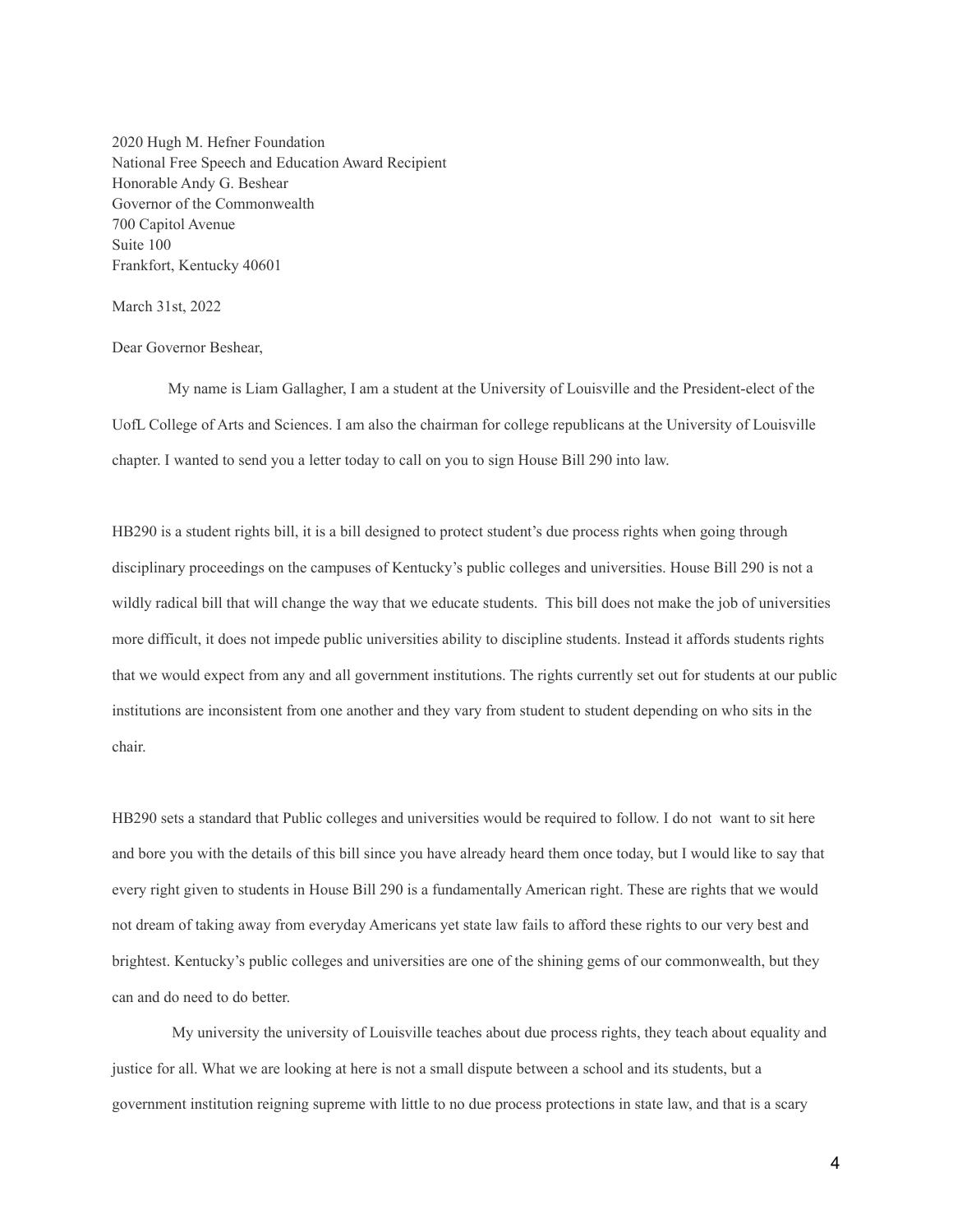2020 Hugh M. Hefner Foundation
National Free Speech and Education Award Recipient
Honorable Andy G. Beshear
Governor of the Commonwealth
700 Capitol Avenue
Suite 100
Frankfort, Kentucky 40601

March 31st, 2022

Dear Governor Beshear,

My name is Liam Gallagher, I am a student at the University of Louisville and the President-elect of the UofL College of Arts and Sciences. I am also the chairman for college republicans at the University of Louisville chapter. I wanted to send you a letter today to call on you to sign House Bill 290 into law.

HB290 is a student rights bill, it is a bill designed to protect student's due process rights when going through disciplinary proceedings on the campuses of Kentucky's public colleges and universities. House Bill 290 is not a wildly radical bill that will change the way that we educate students. This bill does not make the job of universities more difficult, it does not impede public universities ability to discipline students. Instead it affords students rights that we would expect from any and all government institutions. The rights currently set out for students at our public institutions are inconsistent from one another and they vary from student to student depending on who sits in the chair.

HB290 sets a standard that Public colleges and universities would be required to follow. I do not want to sit here and bore you with the details of this bill since you have already heard them once today, but I would like to say that every right given to students in House Bill 290 is a fundamentally American right. These are rights that we would not dream of taking away from everyday Americans yet state law fails to afford these rights to our very best and brightest. Kentucky's public colleges and universities are one of the shining gems of our commonwealth, but they can and do need to do better.

My university the university of Louisville teaches about due process rights, they teach about equality and justice for all. What we are looking at here is not a small dispute between a school and its students, but a government institution reigning supreme with little to no due process protections in state law, and that is a scary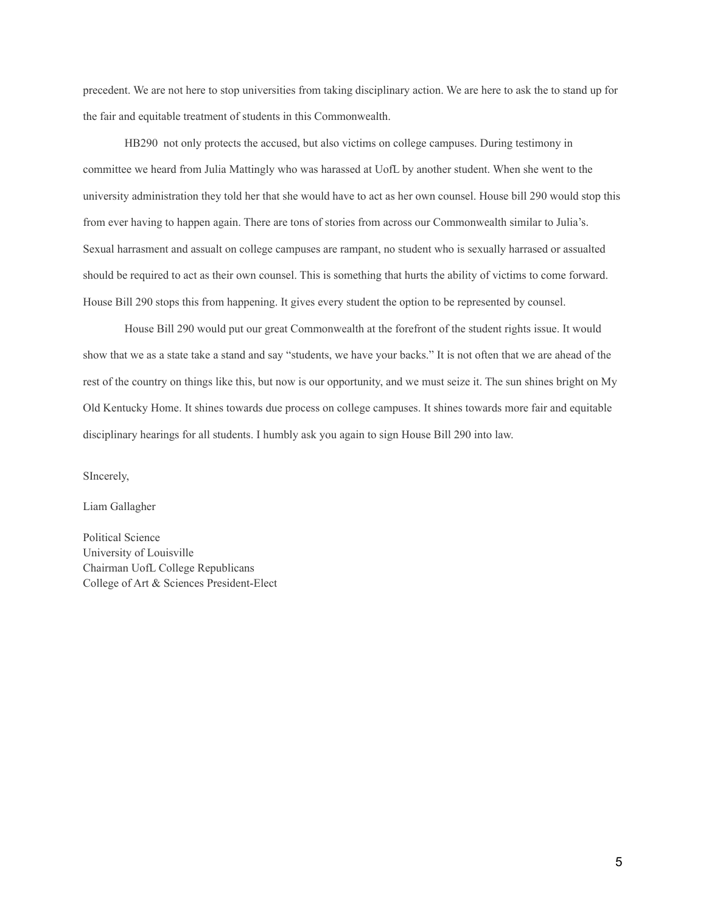precedent. We are not here to stop universities from taking disciplinary action. We are here to ask the to stand up for the fair and equitable treatment of students in this Commonwealth.

HB290  not only protects the accused, but also victims on college campuses. During testimony in committee we heard from Julia Mattingly who was harassed at UofL by another student. When she went to the university administration they told her that she would have to act as her own counsel. House bill 290 would stop this from ever having to happen again. There are tons of stories from across our Commonwealth similar to Julia's. Sexual harrasment and assualt on college campuses are rampant, no student who is sexually harrased or assualted should be required to act as their own counsel. This is something that hurts the ability of victims to come forward. House Bill 290 stops this from happening. It gives every student the option to be represented by counsel.

House Bill 290 would put our great Commonwealth at the forefront of the student rights issue. It would show that we as a state take a stand and say "students, we have your backs." It is not often that we are ahead of the rest of the country on things like this, but now is our opportunity, and we must seize it. The sun shines bright on My Old Kentucky Home. It shines towards due process on college campuses. It shines towards more fair and equitable disciplinary hearings for all students. I humbly ask you again to sign House Bill 290 into law.

SIncerely,

Liam Gallagher

Political Science
University of Louisville
Chairman UofL College Republicans
College of Art & Sciences President-Elect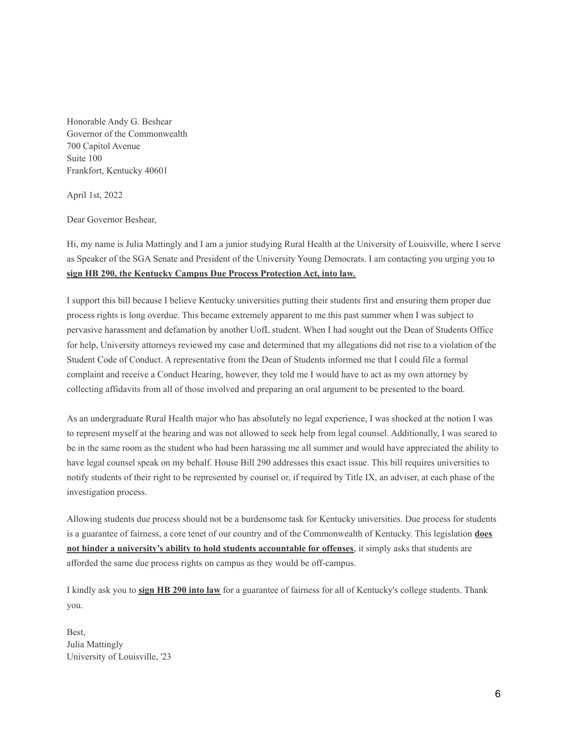Honorable Andy G. Beshear
Governor of the Commonwealth
700 Capitol Avenue
Suite 100
Frankfort, Kentucky 40601

April 1st, 2022

Dear Governor Beshear,

Hi, my name is Julia Mattingly and I am a junior studying Rural Health at the University of Louisville, where I serve as Speaker of the SGA Senate and President of the University Young Democrats. I am contacting you urging you to **sign HB 290, the Kentucky Campus Due Process Protection Act, into law.**

I support this bill because I believe Kentucky universities putting their students first and ensuring them proper due process rights is long overdue. This became extremely apparent to me this past summer when I was subject to pervasive harassment and defamation by another UofL student. When I had sought out the Dean of Students Office for help, University attorneys reviewed my case and determined that my allegations did not rise to a violation of the Student Code of Conduct. A representative from the Dean of Students informed me that I could file a formal complaint and receive a Conduct Hearing, however, they told me I would have to act as my own attorney by collecting affidavits from all of those involved and preparing an oral argument to be presented to the board.

As an undergraduate Rural Health major who has absolutely no legal experience, I was shocked at the notion I was to represent myself at the hearing and was not allowed to seek help from legal counsel. Additionally, I was scared to be in the same room as the student who had been harassing me all summer and would have appreciated the ability to have legal counsel speak on my behalf. House Bill 290 addresses this exact issue. This bill requires universities to notify students of their right to be represented by counsel or, if required by Title IX, an adviser, at each phase of the investigation process.

Allowing students due process should not be a burdensome task for Kentucky universities. Due process for students is a guarantee of fairness, a core tenet of our country and of the Commonwealth of Kentucky. This legislation **does not hinder a university's ability to hold students accountable for offenses**, it simply asks that students are afforded the same due process rights on campus as they would be off-campus.

I kindly ask you to **sign HB 290 into law** for a guarantee of fairness for all of Kentucky's college students. Thank you.

Best,
Julia Mattingly
University of Louisville, '23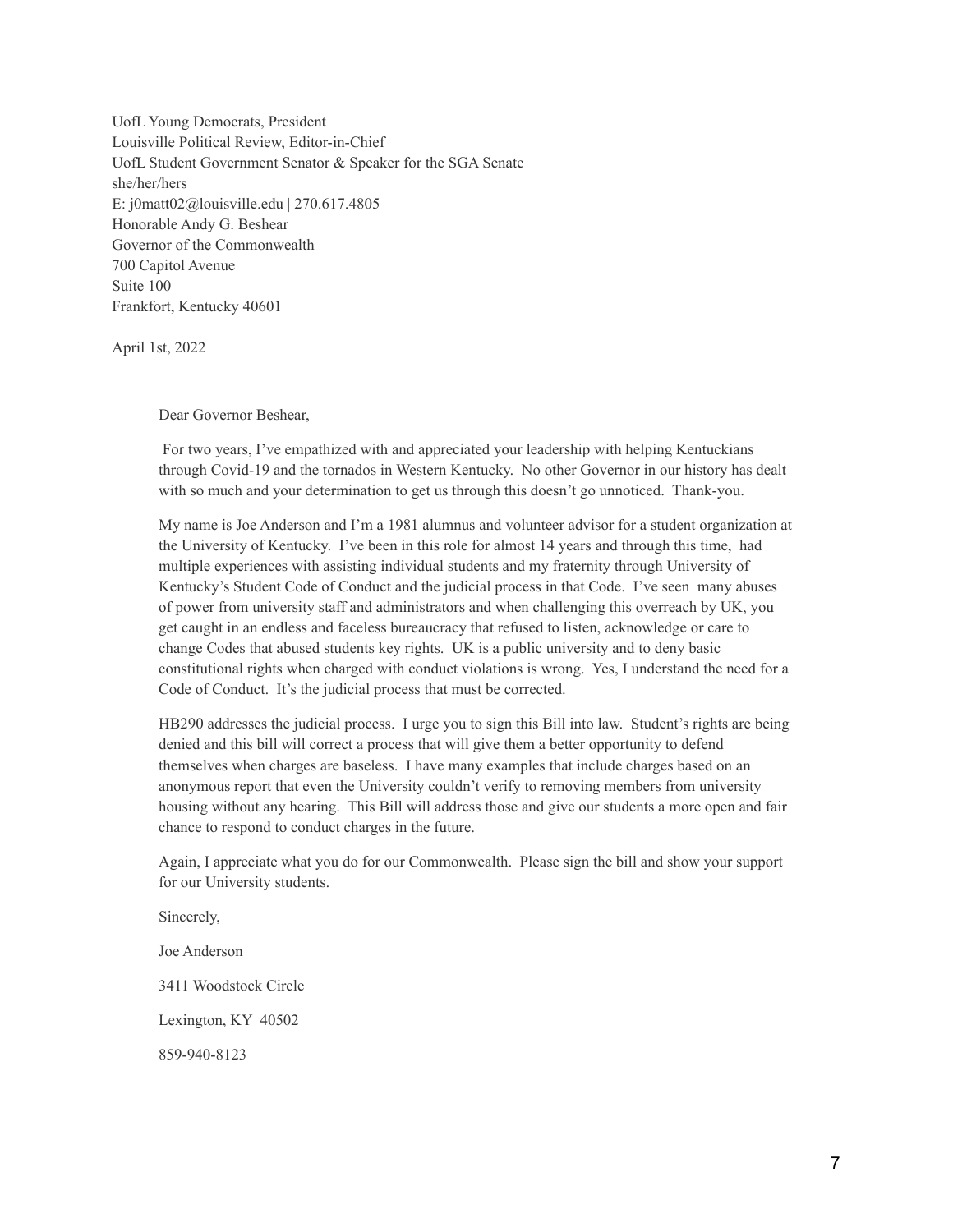UofL Young Democrats, President
Louisville Political Review, Editor-in-Chief
UofL Student Government Senator & Speaker for the SGA Senate
she/her/hers
E: j0matt02@louisville.edu | 270.617.4805
Honorable Andy G. Beshear
Governor of the Commonwealth
700 Capitol Avenue
Suite 100
Frankfort, Kentucky 40601

April 1st, 2022

Dear Governor Beshear,

For two years, I've empathized with and appreciated your leadership with helping Kentuckians through Covid-19 and the tornados in Western Kentucky. No other Governor in our history has dealt with so much and your determination to get us through this doesn't go unnoticed. Thank-you.

My name is Joe Anderson and I'm a 1981 alumnus and volunteer advisor for a student organization at the University of Kentucky. I've been in this role for almost 14 years and through this time, had multiple experiences with assisting individual students and my fraternity through University of Kentucky's Student Code of Conduct and the judicial process in that Code. I've seen many abuses of power from university staff and administrators and when challenging this overreach by UK, you get caught in an endless and faceless bureaucracy that refused to listen, acknowledge or care to change Codes that abused students key rights. UK is a public university and to deny basic constitutional rights when charged with conduct violations is wrong. Yes, I understand the need for a Code of Conduct. It's the judicial process that must be corrected.

HB290 addresses the judicial process. I urge you to sign this Bill into law. Student's rights are being denied and this bill will correct a process that will give them a better opportunity to defend themselves when charges are baseless. I have many examples that include charges based on an anonymous report that even the University couldn't verify to removing members from university housing without any hearing. This Bill will address those and give our students a more open and fair chance to respond to conduct charges in the future.

Again, I appreciate what you do for our Commonwealth. Please sign the bill and show your support for our University students.

Sincerely,

Joe Anderson

3411 Woodstock Circle

Lexington, KY 40502

859-940-8123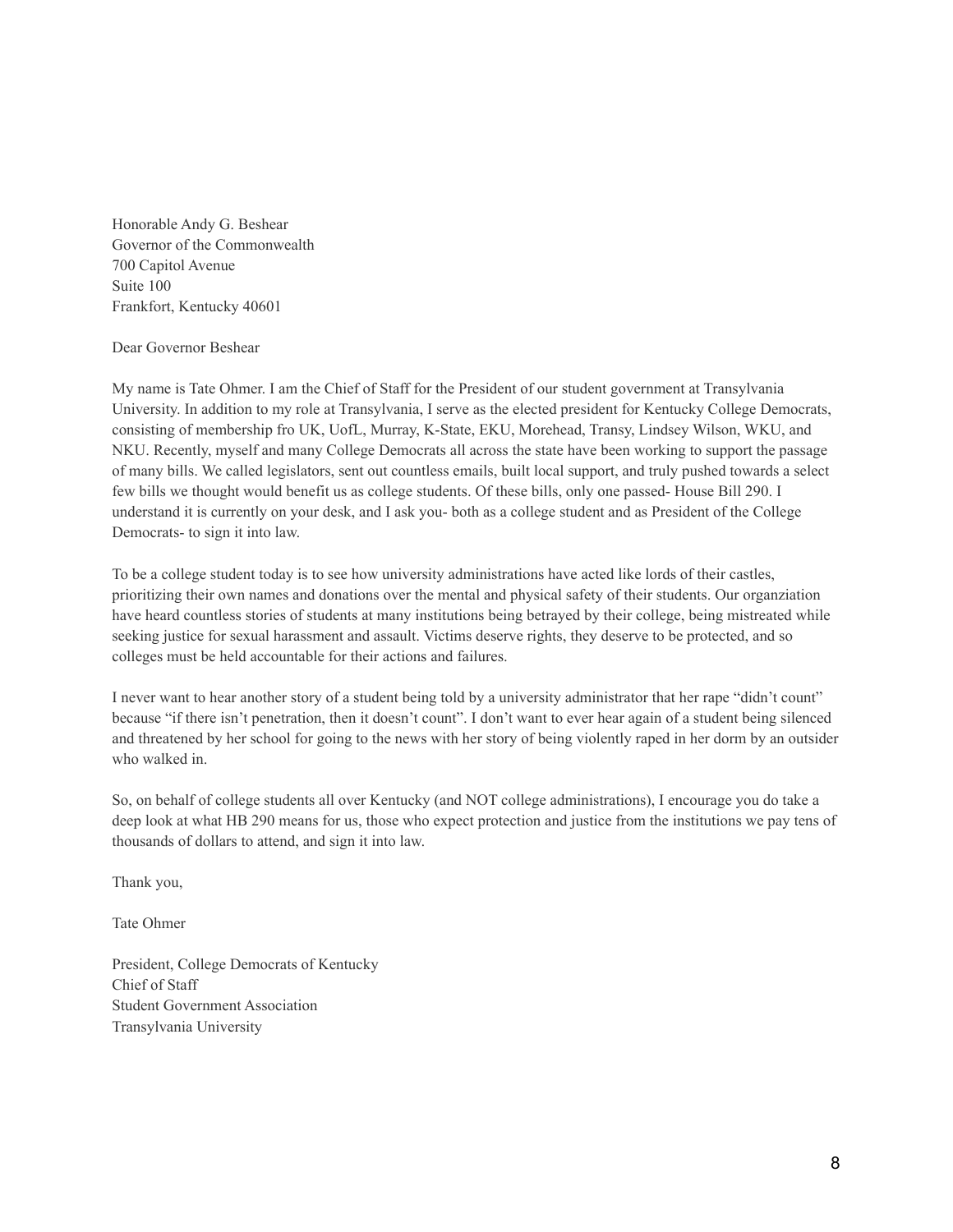Honorable Andy G. Beshear
Governor of the Commonwealth
700 Capitol Avenue
Suite 100
Frankfort, Kentucky 40601

Dear Governor Beshear

My name is Tate Ohmer. I am the Chief of Staff for the President of our student government at Transylvania University. In addition to my role at Transylvania, I serve as the elected president for Kentucky College Democrats, consisting of membership fro UK, UofL, Murray, K-State, EKU, Morehead, Transy, Lindsey Wilson, WKU, and NKU. Recently, myself and many College Democrats all across the state have been working to support the passage of many bills. We called legislators, sent out countless emails, built local support, and truly pushed towards a select few bills we thought would benefit us as college students. Of these bills, only one passed- House Bill 290. I understand it is currently on your desk, and I ask you- both as a college student and as President of the College Democrats- to sign it into law.

To be a college student today is to see how university administrations have acted like lords of their castles, prioritizing their own names and donations over the mental and physical safety of their students. Our organziation have heard countless stories of students at many institutions being betrayed by their college, being mistreated while seeking justice for sexual harassment and assault. Victims deserve rights, they deserve to be protected, and so colleges must be held accountable for their actions and failures.

I never want to hear another story of a student being told by a university administrator that her rape "didn't count" because "if there isn't penetration, then it doesn't count". I don't want to ever hear again of a student being silenced and threatened by her school for going to the news with her story of being violently raped in her dorm by an outsider who walked in.

So, on behalf of college students all over Kentucky (and NOT college administrations), I encourage you do take a deep look at what HB 290 means for us, those who expect protection and justice from the institutions we pay tens of thousands of dollars to attend, and sign it into law.

Thank you,

Tate Ohmer

President, College Democrats of Kentucky
Chief of Staff
Student Government Association
Transylvania University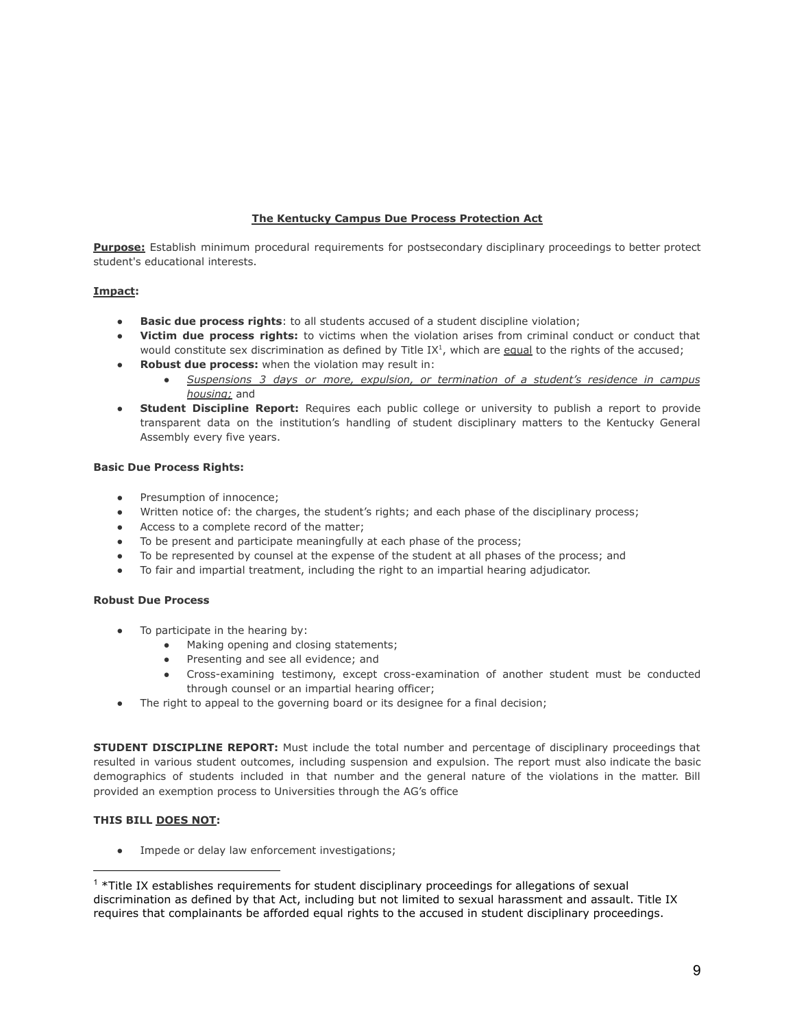## The Kentucky Campus Due Process Protection Act

**Purpose:** Establish minimum procedural requirements for postsecondary disciplinary proceedings to better protect student's educational interests.

**Impact:**

- **Basic due process rights**: to all students accused of a student discipline violation;
- **Victim due process rights:** to victims when the violation arises from criminal conduct or conduct that would constitute sex discrimination as defined by Title IX[1], which are equal to the rights of the accused;
- **Robust due process:** when the violation may result in:
  - *Suspensions 3 days or more, expulsion, or termination of a student's residence in campus housing;* and
- **Student Discipline Report:** Requires each public college or university to publish a report to provide transparent data on the institution's handling of student disciplinary matters to the Kentucky General Assembly every five years.

**Basic Due Process Rights:**

- Presumption of innocence;
- Written notice of: the charges, the student's rights; and each phase of the disciplinary process;
- Access to a complete record of the matter;
- To be present and participate meaningfully at each phase of the process;
- To be represented by counsel at the expense of the student at all phases of the process; and
- To fair and impartial treatment, including the right to an impartial hearing adjudicator.

**Robust Due Process**

- To participate in the hearing by:
  - Making opening and closing statements;
  - Presenting and see all evidence; and
  - Cross-examining testimony, except cross-examination of another student must be conducted through counsel or an impartial hearing officer;
- The right to appeal to the governing board or its designee for a final decision;

**STUDENT DISCIPLINE REPORT:** Must include the total number and percentage of disciplinary proceedings that resulted in various student outcomes, including suspension and expulsion. The report must also indicate the basic demographics of students included in that number and the general nature of the violations in the matter. Bill provided an exemption process to Universities through the AG's office

**THIS BILL DOES NOT:**

- Impede or delay law enforcement investigations;

---

[1] *Title IX establishes requirements for student disciplinary proceedings for allegations of sexual discrimination as defined by that Act, including but not limited to sexual harassment and assault. Title IX requires that complainants be afforded equal rights to the accused in student disciplinary proceedings.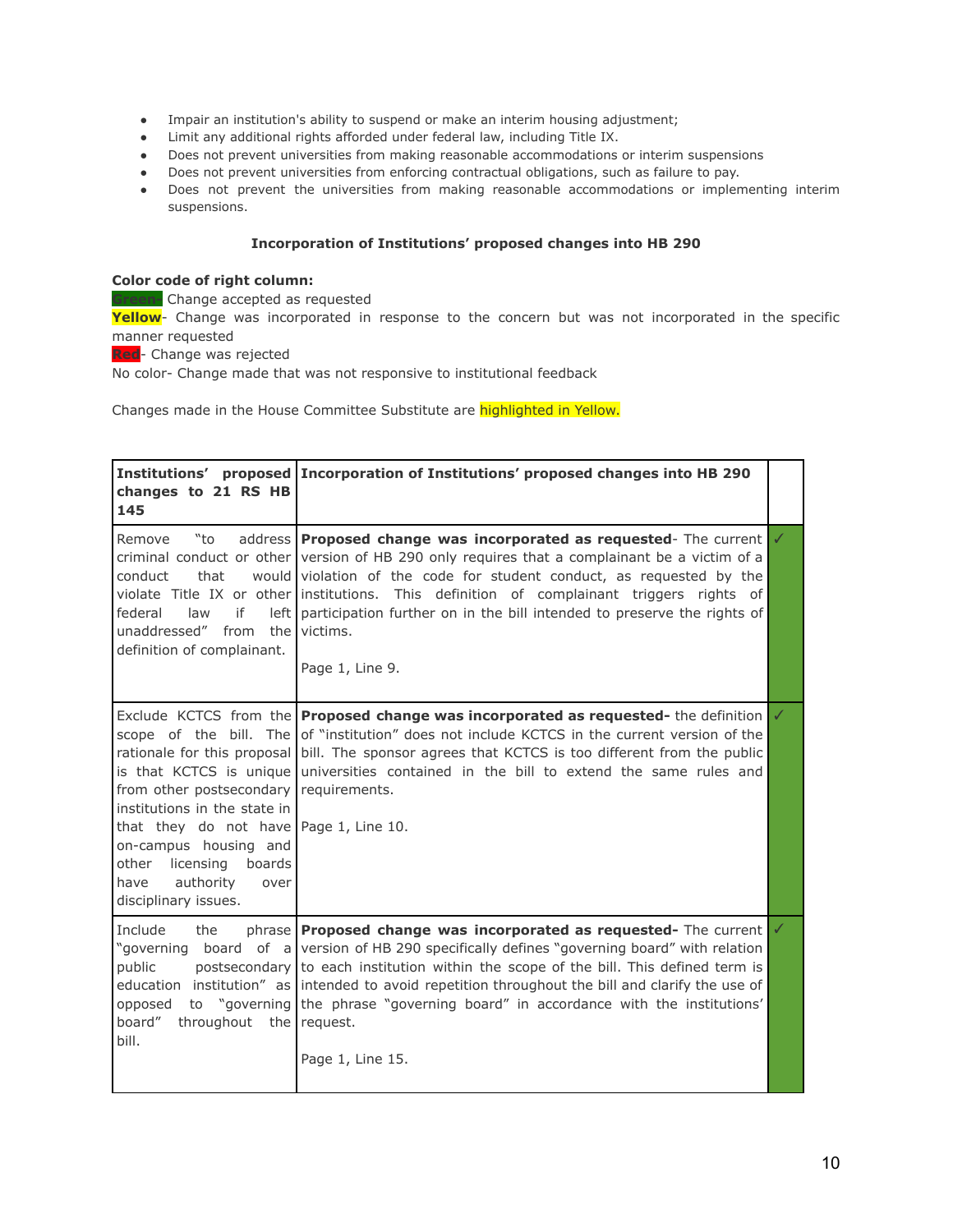- Impair an institution's ability to suspend or make an interim housing adjustment;
- Limit any additional rights afforded under federal law, including Title IX.
- Does not prevent universities from making reasonable accommodations or interim suspensions
- Does not prevent universities from enforcing contractual obligations, such as failure to pay.
- Does not prevent the universities from making reasonable accommodations or implementing interim suspensions.

**Incorporation of Institutions' proposed changes into HB 290**

**Color code of right column:**

Green- Change accepted as requested

**Yellow**- Change was incorporated in response to the concern but was not incorporated in the specific manner requested

Red- Change was rejected

No color- Change made that was not responsive to institutional feedback

Changes made in the House Committee Substitute are highlighted in Yellow.

| **Institutions' proposed changes to 21 RS HB 145** | **Incorporation of Institutions' proposed changes into HB 290** | |
|---|---|---|
| Remove "to address criminal conduct or other conduct that would violate Title IX or other federal law if left unaddressed" from the definition of complainant. | **Proposed change was incorporated as requested**- The current version of HB 290 only requires that a complainant be a victim of a violation of the code for student conduct, as requested by the institutions. This definition of complainant triggers rights of participation further on in the bill intended to preserve the rights of victims.<br><br>Page 1, Line 9. | ✓ |
| Exclude KCTCS from the scope of the bill. The rationale for this proposal is that KCTCS is unique from other postsecondary institutions in the state in that they do not have on-campus housing and other licensing boards have authority over disciplinary issues. | **Proposed change was incorporated as requested-** the definition of "institution" does not include KCTCS in the current version of the bill. The sponsor agrees that KCTCS is too different from the public universities contained in the bill to extend the same rules and requirements.<br><br>Page 1, Line 10. | ✓ |
| Include the phrase "governing board of a public postsecondary education institution" as opposed to "governing board" throughout the bill. | **Proposed change was incorporated as requested-** The current version of HB 290 specifically defines "governing board" with relation to each institution within the scope of the bill. This defined term is intended to avoid repetition throughout the bill and clarify the use of the phrase "governing board" in accordance with the institutions' request.<br><br>Page 1, Line 15. | ✓ |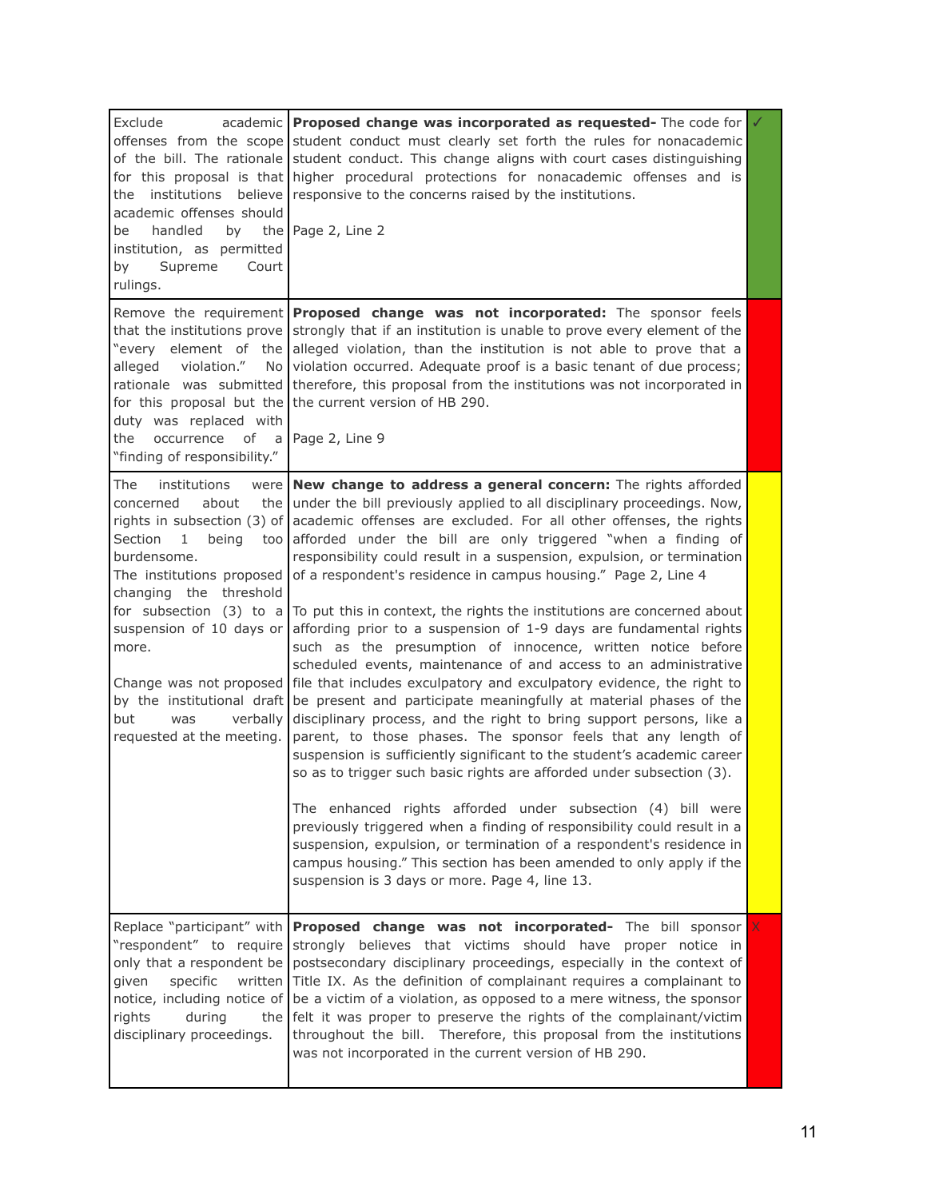| | | |
|---|---|---|
| Exclude academic offenses from the scope of the bill. The rationale for this proposal is that the institutions believe academic offenses should be handled by the institution, as permitted by Supreme Court rulings. | **Proposed change was incorporated as requested-** The code for student conduct must clearly set forth the rules for nonacademic student conduct. This change aligns with court cases distinguishing higher procedural protections for nonacademic offenses and is responsive to the concerns raised by the institutions.<br><br>Page 2, Line 2 | ✓ |
| Remove the requirement that the institutions prove "every element of the alleged violation." No rationale was submitted for this proposal but the duty was replaced with the occurrence of a "finding of responsibility." | **Proposed change was not incorporated:** The sponsor feels strongly that if an institution is unable to prove every element of the alleged violation, than the institution is not able to prove that a violation occurred. Adequate proof is a basic tenant of due process; therefore, this proposal from the institutions was not incorporated in the current version of HB 290.<br><br>Page 2, Line 9 | |
| The institutions were concerned about the rights in subsection (3) of Section 1 being too burdensome.<br>The institutions proposed changing the threshold for subsection (3) to a suspension of 10 days or more.<br><br>Change was not proposed by the institutional draft but was verbally requested at the meeting. | **New change to address a general concern:** The rights afforded under the bill previously applied to all disciplinary proceedings. Now, academic offenses are excluded. For all other offenses, the rights afforded under the bill are only triggered "when a finding of responsibility could result in a suspension, expulsion, or termination of a respondent's residence in campus housing." Page 2, Line 4<br><br>To put this in context, the rights the institutions are concerned about affording prior to a suspension of 1-9 days are fundamental rights such as the presumption of innocence, written notice before scheduled events, maintenance of and access to an administrative file that includes exculpatory and exculpatory evidence, the right to be present and participate meaningfully at material phases of the disciplinary process, and the right to bring support persons, like a parent, to those phases. The sponsor feels that any length of suspension is sufficiently significant to the student's academic career so as to trigger such basic rights are afforded under subsection (3).<br><br>The enhanced rights afforded under subsection (4) bill were previously triggered when a finding of responsibility could result in a suspension, expulsion, or termination of a respondent's residence in campus housing." This section has been amended to only apply if the suspension is 3 days or more. Page 4, line 13. | |
| Replace "participant" with "respondent" to require only that a respondent be given specific written notice, including notice of rights during the disciplinary proceedings. | **Proposed change was not incorporated-** The bill sponsor strongly believes that victims should have proper notice in postsecondary disciplinary proceedings, especially in the context of Title IX. As the definition of complainant requires a complainant to be a victim of a violation, as opposed to a mere witness, the sponsor felt it was proper to preserve the rights of the complainant/victim throughout the bill. Therefore, this proposal from the institutions was not incorporated in the current version of HB 290. | X |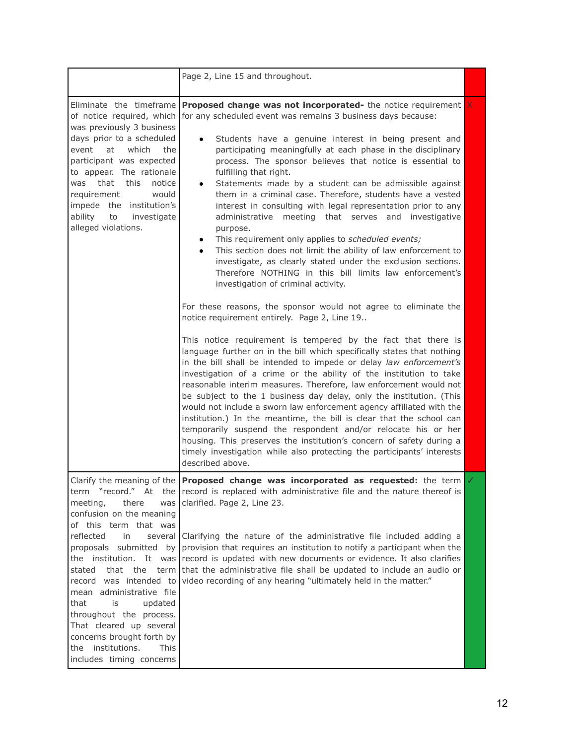| | | |
|---|---|---|
| | Page 2, Line 15 and throughout. | |
| Eliminate the timeframe of notice required, which was previously 3 business days prior to a scheduled event at which the participant was expected to appear. The rationale was that this notice requirement would impede the institution's ability to investigate alleged violations. | **Proposed change was not incorporated-** the notice requirement for any scheduled event was remains 3 business days because:<br><br>• Students have a genuine interest in being present and participating meaningfully at each phase in the disciplinary process. The sponsor believes that notice is essential to fulfilling that right.<br>• Statements made by a student can be admissible against them in a criminal case. Therefore, students have a vested interest in consulting with legal representation prior to any administrative meeting that serves and investigative purpose.<br>• This requirement only applies to *scheduled events;*<br>• This section does not limit the ability of law enforcement to investigate, as clearly stated under the exclusion sections. Therefore NOTHING in this bill limits law enforcement's investigation of criminal activity.<br><br>For these reasons, the sponsor would not agree to eliminate the notice requirement entirely. Page 2, Line 19..<br><br>This notice requirement is tempered by the fact that there is language further on in the bill which specifically states that nothing in the bill shall be intended to impede or delay *law enforcement's* investigation of a crime or the ability of the institution to take reasonable interim measures. Therefore, law enforcement would not be subject to the 1 business day delay, only the institution. (This would not include a sworn law enforcement agency affiliated with the institution.) In the meantime, the bill is clear that the school can temporarily suspend the respondent and/or relocate his or her housing. This preserves the institution's concern of safety during a timely investigation while also protecting the participants' interests described above. | X |
| Clarify the meaning of the term "record." At the meeting, there was confusion on the meaning of this term that was reflected in several proposals submitted by the institution. It was stated that the term record was intended to mean administrative file that is updated throughout the process. That cleared up several concerns brought forth by the institutions. This includes timing concerns | **Proposed change was incorporated as requested:** the term record is replaced with administrative file and the nature thereof is clarified. Page 2, Line 23.<br><br>Clarifying the nature of the administrative file included adding a provision that requires an institution to notify a participant when the record is updated with new documents or evidence. It also clarifies that the administrative file shall be updated to include an audio or video recording of any hearing "ultimately held in the matter." | ✓ |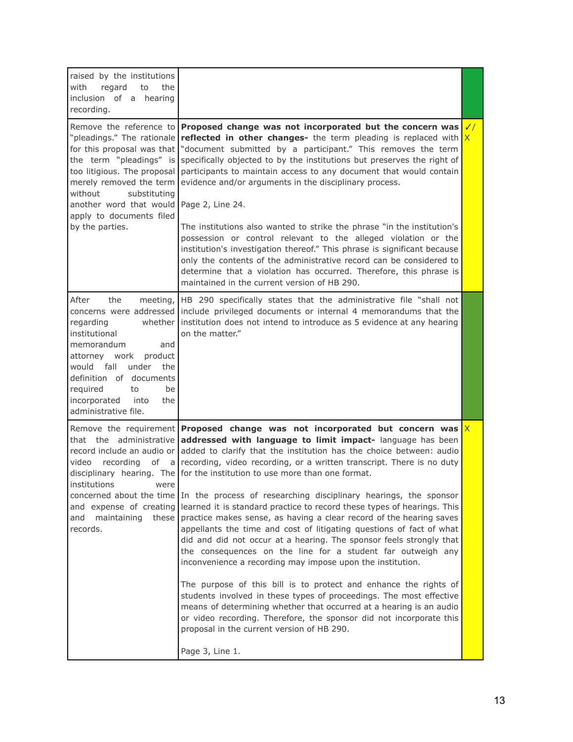| | | |
|---|---|---|
| raised by the institutions with regard to the inclusion of a hearing recording. | | |
| Remove the reference to "pleadings." The rationale for this proposal was that the term "pleadings" is too litigious. The proposal merely removed the term without substituting another word that would apply to documents filed by the parties. | **Proposed change was not incorporated but the concern was reflected in other changes-** the term pleading is replaced with "document submitted by a participant." This removes the term specifically objected to by the institutions but preserves the right of participants to maintain access to any document that would contain evidence and/or arguments in the disciplinary process.<br><br>Page 2, Line 24.<br><br>The institutions also wanted to strike the phrase "in the institution's possession or control relevant to the alleged violation or the institution's investigation thereof." This phrase is significant because only the contents of the administrative record can be considered to determine that a violation has occurred. Therefore, this phrase is maintained in the current version of HB 290. | ✓/ X |
| After the meeting, concerns were addressed regarding whether institutional memorandum and attorney work product would fall under the definition of documents required to be incorporated into the administrative file. | HB 290 specifically states that the administrative file "shall not include privileged documents or internal 4 memorandums that the institution does not intend to introduce as 5 evidence at any hearing on the matter." | |
| Remove the requirement that the administrative record include an audio or video recording of a disciplinary hearing. The institutions were concerned about the time and expense of creating and maintaining these records. | **Proposed change was not incorporated but concern was addressed with language to limit impact-** language has been added to clarify that the institution has the choice between: audio recording, video recording, or a written transcript. There is no duty for the institution to use more than one format.<br><br>In the process of researching disciplinary hearings, the sponsor learned it is standard practice to record these types of hearings. This practice makes sense, as having a clear record of the hearing saves appellants the time and cost of litigating questions of fact of what did and did not occur at a hearing. The sponsor feels strongly that the consequences on the line for a student far outweigh any inconvenience a recording may impose upon the institution.<br><br>The purpose of this bill is to protect and enhance the rights of students involved in these types of proceedings. The most effective means of determining whether that occurred at a hearing is an audio or video recording. Therefore, the sponsor did not incorporate this proposal in the current version of HB 290.<br><br>Page 3, Line 1. | X |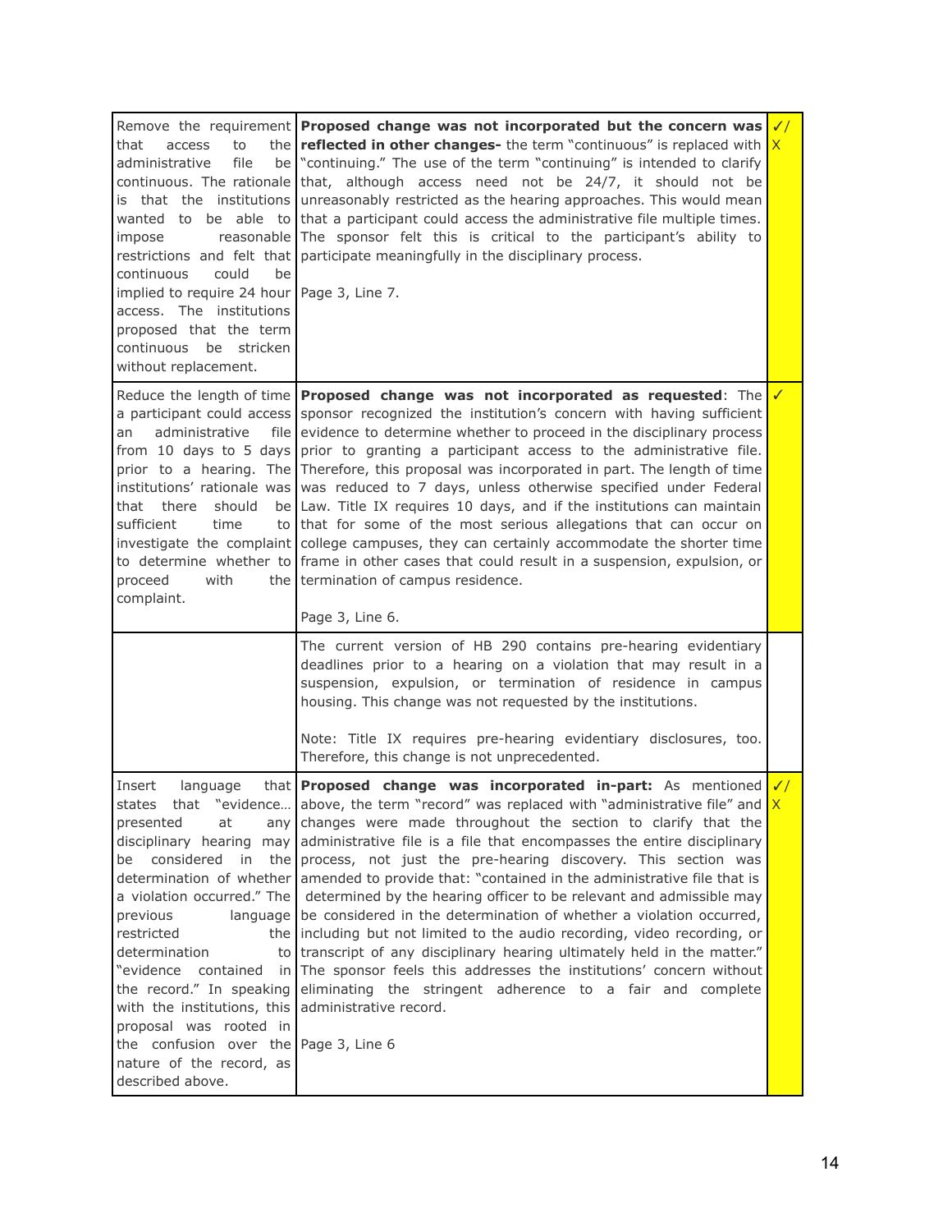| | | |
|---|---|---|
| Remove the requirement that access to the administrative file be continuous. The rationale is that the institutions wanted to be able to impose reasonable restrictions and felt that continuous could be implied to require 24 hour access. The institutions proposed that the term continuous be stricken without replacement. | **Proposed change was not incorporated but the concern was reflected in other changes-** the term "continuous" is replaced with "continuing." The use of the term "continuing" is intended to clarify that, although access need not be 24/7, it should not be unreasonably restricted as the hearing approaches. This would mean that a participant could access the administrative file multiple times. The sponsor felt this is critical to the participant's ability to participate meaningfully in the disciplinary process.<br><br>Page 3, Line 7. | ✓/ X |
| Reduce the length of time a participant could access an administrative file from 10 days to 5 days prior to a hearing. The institutions' rationale was that there should be sufficient time to investigate the complaint to determine whether to proceed with the complaint. | **Proposed change was not incorporated as requested**: The sponsor recognized the institution's concern with having sufficient evidence to determine whether to proceed in the disciplinary process prior to granting a participant access to the administrative file. Therefore, this proposal was incorporated in part. The length of time was reduced to 7 days, unless otherwise specified under Federal Law. Title IX requires 10 days, and if the institutions can maintain that for some of the most serious allegations that can occur on college campuses, they can certainly accommodate the shorter time frame in other cases that could result in a suspension, expulsion, or termination of campus residence.<br><br>Page 3, Line 6. | ✓ |
| | The current version of HB 290 contains pre-hearing evidentiary deadlines prior to a hearing on a violation that may result in a suspension, expulsion, or termination of residence in campus housing. This change was not requested by the institutions.<br><br>Note: Title IX requires pre-hearing evidentiary disclosures, too. Therefore, this change is not unprecedented. | |
| Insert language that states that "evidence… presented at any disciplinary hearing may be considered in the determination of whether a violation occurred." The previous language restricted the determination to "evidence contained in the record." In speaking with the institutions, this proposal was rooted in the confusion over the nature of the record, as described above. | **Proposed change was incorporated in-part:** As mentioned above, the term "record" was replaced with "administrative file" and changes were made throughout the section to clarify that the administrative file is a file that encompasses the entire disciplinary process, not just the pre-hearing discovery. This section was amended to provide that: "contained in the administrative file that is determined by the hearing officer to be relevant and admissible may be considered in the determination of whether a violation occurred, including but not limited to the audio recording, video recording, or transcript of any disciplinary hearing ultimately held in the matter." The sponsor feels this addresses the institutions' concern without eliminating the stringent adherence to a fair and complete administrative record.<br><br>Page 3, Line 6 | ✓/ X |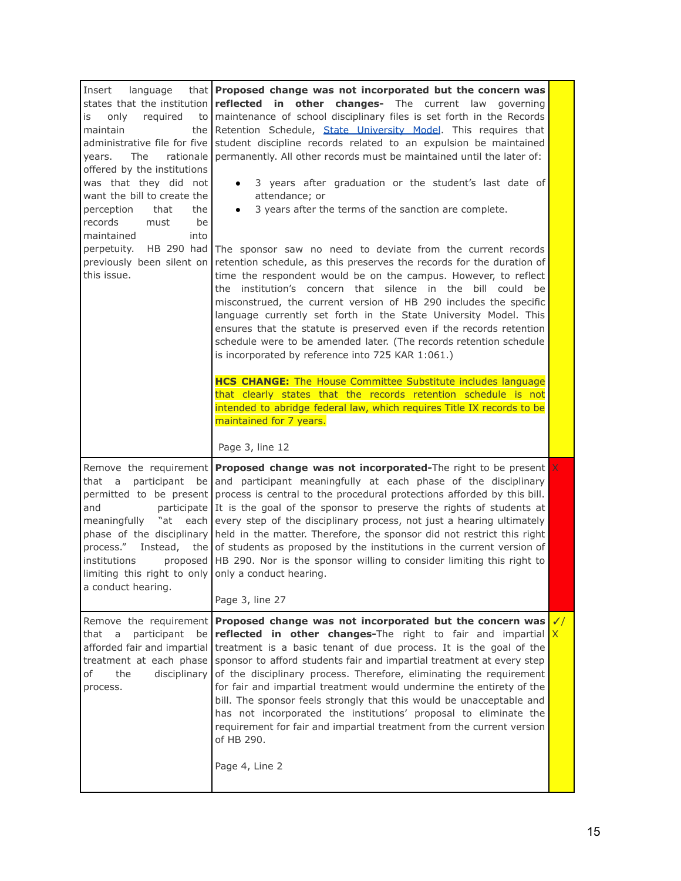| | | |
|---|---|---|
| Insert language that states that the institution is only required to maintain the administrative file for five years. The rationale offered by the institutions was that they did not want the bill to create the perception that the records must be maintained into perpetuity. HB 290 had previously been silent on this issue. | **Proposed change was not incorporated but the concern was reflected in other changes-** The current law governing maintenance of school disciplinary files is set forth in the Records Retention Schedule, [State University Model](). This requires that student discipline records related to an expulsion be maintained permanently. All other records must be maintained until the later of:<br><br>• 3 years after graduation or the student's last date of attendance; or<br>• 3 years after the terms of the sanction are complete.<br><br>The sponsor saw no need to deviate from the current records retention schedule, as this preserves the records for the duration of time the respondent would be on the campus. However, to reflect the institution's concern that silence in the bill could be misconstrued, the current version of HB 290 includes the specific language currently set forth in the State University Model. This ensures that the statute is preserved even if the records retention schedule were to be amended later. (The records retention schedule is incorporated by reference into 725 KAR 1:061.)<br><br>**HCS CHANGE:** The House Committee Substitute includes language that clearly states that the records retention schedule is not intended to abridge federal law, which requires Title IX records to be maintained for 7 years.<br><br>Page 3, line 12 | |
| Remove the requirement that a participant be permitted to be present and participate meaningfully "at each phase of the disciplinary process." Instead, the institutions proposed limiting this right to only a conduct hearing. | **Proposed change was not incorporated-**The right to be present and participant meaningfully at each phase of the disciplinary process is central to the procedural protections afforded by this bill. It is the goal of the sponsor to preserve the rights of students at every step of the disciplinary process, not just a hearing ultimately held in the matter. Therefore, the sponsor did not restrict this right of students as proposed by the institutions in the current version of HB 290. Nor is the sponsor willing to consider limiting this right to only a conduct hearing.<br><br>Page 3, line 27 | X |
| Remove the requirement that a participant be afforded fair and impartial treatment at each phase of the disciplinary process. | **Proposed change was not incorporated but the concern was reflected in other changes-**The right to fair and impartial treatment is a basic tenant of due process. It is the goal of the sponsor to afford students fair and impartial treatment at every step of the disciplinary process. Therefore, eliminating the requirement for fair and impartial treatment would undermine the entirety of the bill. The sponsor feels strongly that this would be unacceptable and has not incorporated the institutions' proposal to eliminate the requirement for fair and impartial treatment from the current version of HB 290.<br><br>Page 4, Line 2 | ✓/ X |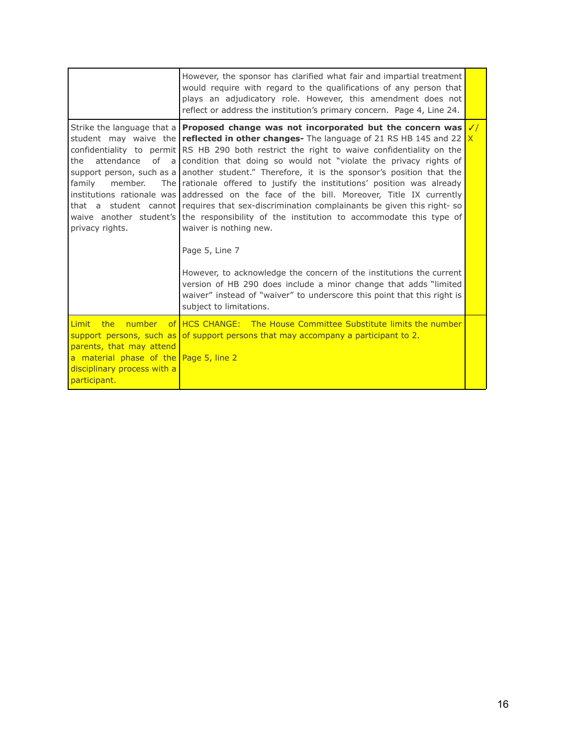| | | |
|---|---|---|
| | However, the sponsor has clarified what fair and impartial treatment would require with regard to the qualifications of any person that plays an adjudicatory role. However, this amendment does not reflect or address the institution's primary concern. Page 4, Line 24. | |
| Strike the language that a student may waive the confidentiality to permit the attendance of a support person, such as a family member. The institutions rationale was that a student cannot waive another student's privacy rights. | **Proposed change was not incorporated but the concern was reflected in other changes-** The language of 21 RS HB 145 and 22 RS HB 290 both restrict the right to waive confidentiality on the condition that doing so would not "violate the privacy rights of another student." Therefore, it is the sponsor's position that the rationale offered to justify the institutions' position was already addressed on the face of the bill. Moreover, Title IX currently requires that sex-discrimination complainants be given this right- so the responsibility of the institution to accommodate this type of waiver is nothing new.<br><br>Page 5, Line 7<br><br>However, to acknowledge the concern of the institutions the current version of HB 290 does include a minor change that adds "limited waiver" instead of "waiver" to underscore this point that this right is subject to limitations. | ✓/X |
| Limit the number of support persons, such as parents, that may attend a material phase of the disciplinary process with a participant. | HCS CHANGE: The House Committee Substitute limits the number of support persons that may accompany a participant to 2.<br><br>Page 5, line 2 | |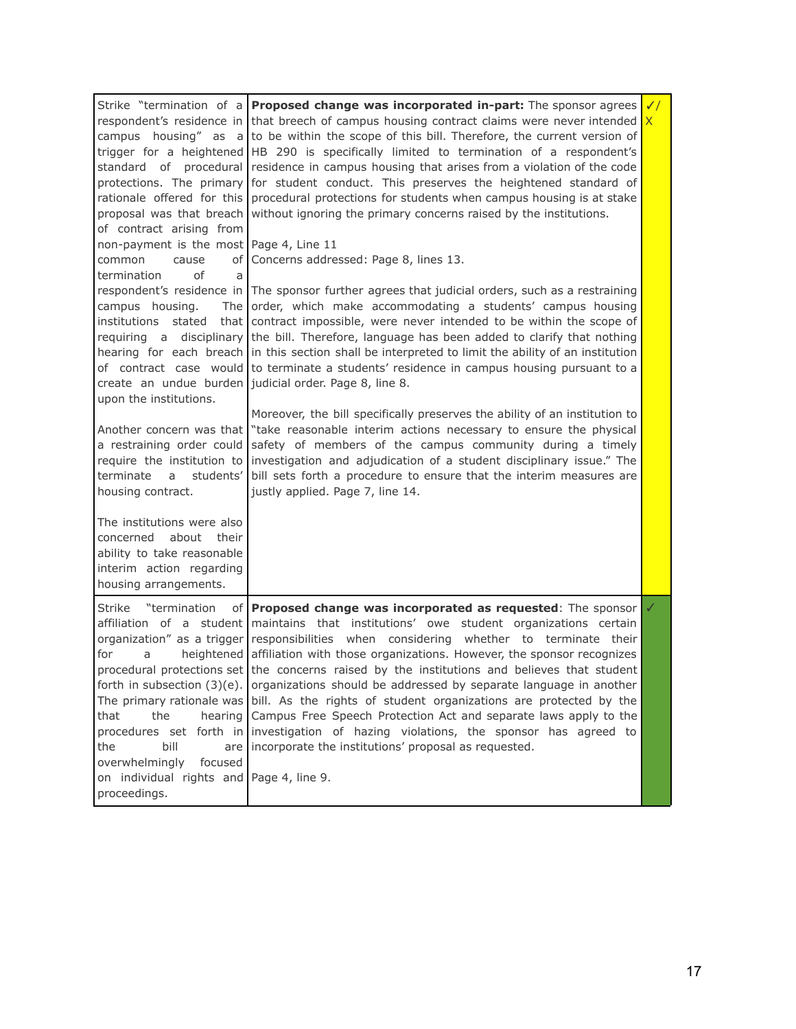| | | |
|---|---|---|
| Strike "termination of a respondent's residence in campus housing" as a trigger for a heightened standard of procedural protections. The primary rationale offered for this proposal was that breach of contract arising from non-payment is the most common cause of termination of a respondent's residence in campus housing. The institutions stated that requiring a disciplinary hearing for each breach of contract case would create an undue burden upon the institutions.<br><br>Another concern was that a restraining order could require the institution to terminate a students' housing contract.<br><br>The institutions were also concerned about their ability to take reasonable interim action regarding housing arrangements. | **Proposed change was incorporated in-part:** The sponsor agrees that breech of campus housing contract claims were never intended to be within the scope of this bill. Therefore, the current version of HB 290 is specifically limited to termination of a respondent's residence in campus housing that arises from a violation of the code for student conduct. This preserves the heightened standard of procedural protections for students when campus housing is at stake without ignoring the primary concerns raised by the institutions.<br><br>Page 4, Line 11<br>Concerns addressed: Page 8, lines 13.<br><br>The sponsor further agrees that judicial orders, such as a restraining order, which make accommodating a students' campus housing contract impossible, were never intended to be within the scope of the bill. Therefore, language has been added to clarify that nothing in this section shall be interpreted to limit the ability of an institution to terminate a students' residence in campus housing pursuant to a judicial order. Page 8, line 8.<br><br>Moreover, the bill specifically preserves the ability of an institution to "take reasonable interim actions necessary to ensure the physical safety of members of the campus community during a timely investigation and adjudication of a student disciplinary issue." The bill sets forth a procedure to ensure that the interim measures are justly applied. Page 7, line 14. | ✓/ X |
| Strike "termination of affiliation of a student organization" as a trigger for a heightened procedural protections set forth in subsection (3)(e). The primary rationale was that the hearing procedures set forth in the bill are overwhelmingly focused on individual rights and proceedings. | **Proposed change was incorporated as requested**: The sponsor maintains that institutions' owe student organizations certain responsibilities when considering whether to terminate their affiliation with those organizations. However, the sponsor recognizes the concerns raised by the institutions and believes that student organizations should be addressed by separate language in another bill. As the rights of student organizations are protected by the Campus Free Speech Protection Act and separate laws apply to the investigation of hazing violations, the sponsor has agreed to incorporate the institutions' proposal as requested.<br><br>Page 4, line 9. | ✓ |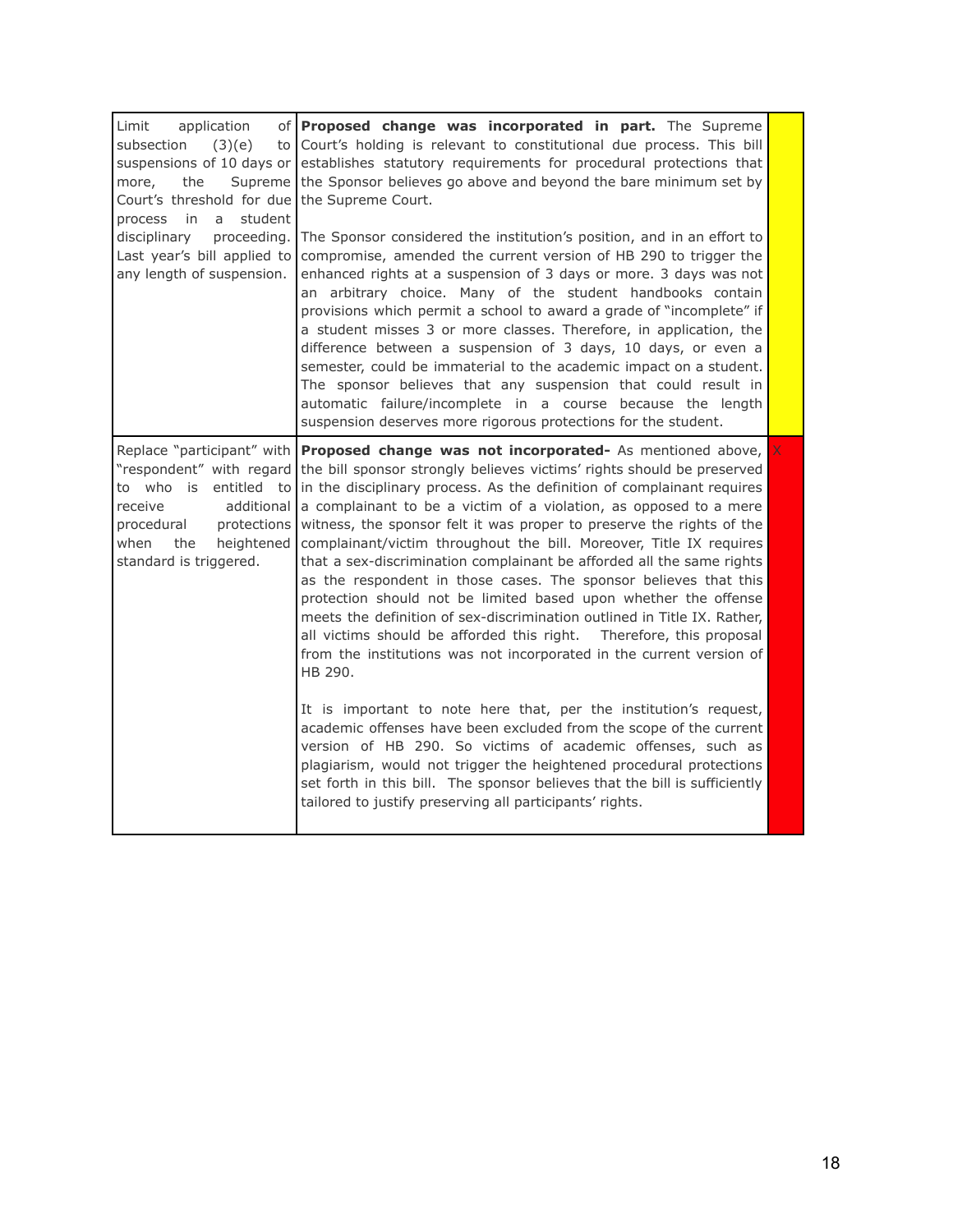| | | |
|---|---|---|
| Limit application of subsection (3)(e) to suspensions of 10 days or more, the Supreme Court's threshold for due process in a student disciplinary proceeding. Last year's bill applied to any length of suspension. | **Proposed change was incorporated in part.** The Supreme Court's holding is relevant to constitutional due process. This bill establishes statutory requirements for procedural protections that the Sponsor believes go above and beyond the bare minimum set by the Supreme Court.<br><br>The Sponsor considered the institution's position, and in an effort to compromise, amended the current version of HB 290 to trigger the enhanced rights at a suspension of 3 days or more. 3 days was not an arbitrary choice. Many of the student handbooks contain provisions which permit a school to award a grade of "incomplete" if a student misses 3 or more classes. Therefore, in application, the difference between a suspension of 3 days, 10 days, or even a semester, could be immaterial to the academic impact on a student. The sponsor believes that any suspension that could result in automatic failure/incomplete in a course because the length suspension deserves more rigorous protections for the student. | |
| Replace "participant" with "respondent" with regard to who is entitled to receive additional procedural protections when the heightened standard is triggered. | **Proposed change was not incorporated-** As mentioned above, the bill sponsor strongly believes victims' rights should be preserved in the disciplinary process. As the definition of complainant requires a complainant to be a victim of a violation, as opposed to a mere witness, the sponsor felt it was proper to preserve the rights of the complainant/victim throughout the bill. Moreover, Title IX requires that a sex-discrimination complainant be afforded all the same rights as the respondent in those cases. The sponsor believes that this protection should not be limited based upon whether the offense meets the definition of sex-discrimination outlined in Title IX. Rather, all victims should be afforded this right. Therefore, this proposal from the institutions was not incorporated in the current version of HB 290.<br><br>It is important to note here that, per the institution's request, academic offenses have been excluded from the scope of the current version of HB 290. So victims of academic offenses, such as plagiarism, would not trigger the heightened procedural protections set forth in this bill. The sponsor believes that the bill is sufficiently tailored to justify preserving all participants' rights. | X |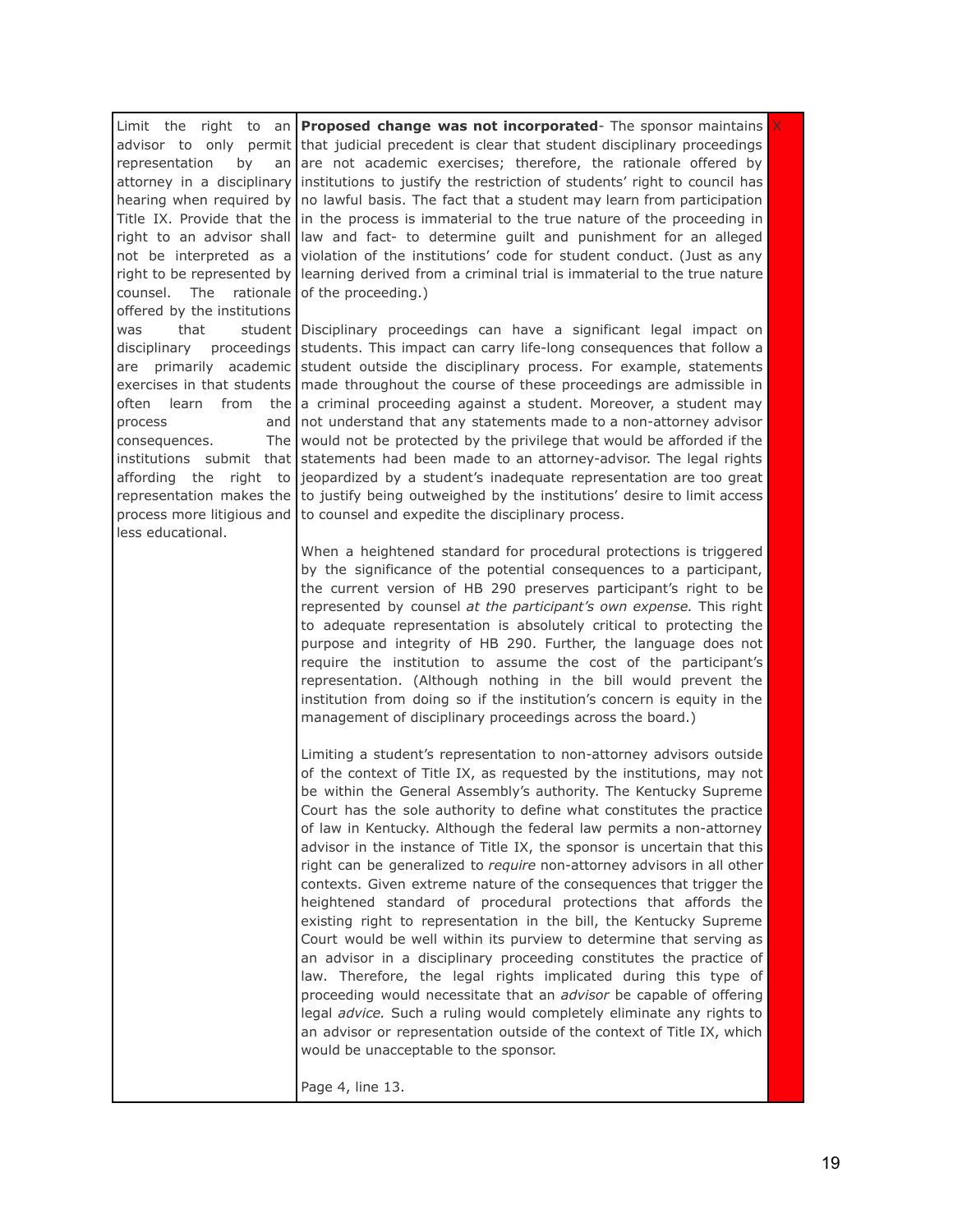| | | |
|---|---|---|
| Limit the right to an advisor to only permit representation by an attorney in a disciplinary hearing when required by Title IX. Provide that the right to an advisor shall not be interpreted as a right to be represented by counsel. The rationale offered by the institutions was that student disciplinary proceedings are primarily academic exercises in that students often learn from the process and consequences. The institutions submit that affording the right to representation makes the process more litigious and less educational. | **Proposed change was not incorporated**- The sponsor maintains that judicial precedent is clear that student disciplinary proceedings are not academic exercises; therefore, the rationale offered by institutions to justify the restriction of students' right to council has no lawful basis. The fact that a student may learn from participation in the process is immaterial to the true nature of the proceeding in law and fact- to determine guilt and punishment for an alleged violation of the institutions' code for student conduct. (Just as any learning derived from a criminal trial is immaterial to the true nature of the proceeding.)<br><br>Disciplinary proceedings can have a significant legal impact on students. This impact can carry life-long consequences that follow a student outside the disciplinary process. For example, statements made throughout the course of these proceedings are admissible in a criminal proceeding against a student. Moreover, a student may not understand that any statements made to a non-attorney advisor would not be protected by the privilege that would be afforded if the statements had been made to an attorney-advisor. The legal rights jeopardized by a student's inadequate representation are too great to justify being outweighed by the institutions' desire to limit access to counsel and expedite the disciplinary process.<br><br>When a heightened standard for procedural protections is triggered by the significance of the potential consequences to a participant, the current version of HB 290 preserves participant's right to be represented by counsel *at the participant's own expense.* This right to adequate representation is absolutely critical to protecting the purpose and integrity of HB 290. Further, the language does not require the institution to assume the cost of the participant's representation. (Although nothing in the bill would prevent the institution from doing so if the institution's concern is equity in the management of disciplinary proceedings across the board.)<br><br>Limiting a student's representation to non-attorney advisors outside of the context of Title IX, as requested by the institutions, may not be within the General Assembly's authority. The Kentucky Supreme Court has the sole authority to define what constitutes the practice of law in Kentucky. Although the federal law permits a non-attorney advisor in the instance of Title IX, the sponsor is uncertain that this right can be generalized to *require* non-attorney advisors in all other contexts. Given extreme nature of the consequences that trigger the heightened standard of procedural protections that affords the existing right to representation in the bill, the Kentucky Supreme Court would be well within its purview to determine that serving as an advisor in a disciplinary proceeding constitutes the practice of law. Therefore, the legal rights implicated during this type of proceeding would necessitate that an *advisor* be capable of offering legal *advice.* Such a ruling would completely eliminate any rights to an advisor or representation outside of the context of Title IX, which would be unacceptable to the sponsor.<br><br>Page 4, line 13. | X |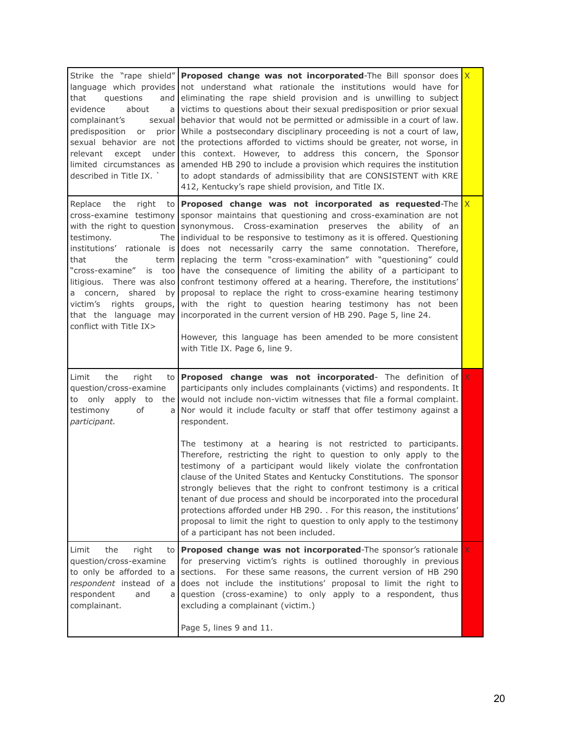| | | |
|---|---|---|
| Strike the "rape shield" language which provides that questions and evidence about a complainant's sexual predisposition or prior sexual behavior are not relevant except under limited circumstances as described in Title IX. ` | **Proposed change was not incorporated**-The Bill sponsor does not understand what rationale the institutions would have for eliminating the rape shield provision and is unwilling to subject victims to questions about their sexual predisposition or prior sexual behavior that would not be permitted or admissible in a court of law. While a postsecondary disciplinary proceeding is not a court of law, the protections afforded to victims should be greater, not worse, in this context. However, to address this concern, the Sponsor amended HB 290 to include a provision which requires the institution to adopt standards of admissibility that are CONSISTENT with KRE 412, Kentucky's rape shield provision, and Title IX. | X |
| Replace the right to cross-examine testimony with the right to question testimony. The institutions' rationale is that the term "cross-examine" is too litigious. There was also a concern, shared by victim's rights groups, that the language may conflict with Title IX> | **Proposed change was not incorporated as requested**-The sponsor maintains that questioning and cross-examination are not synonymous. Cross-examination preserves the ability of an individual to be responsive to testimony as it is offered. Questioning does not necessarily carry the same connotation. Therefore, replacing the term "cross-examination" with "questioning" could have the consequence of limiting the ability of a participant to confront testimony offered at a hearing. Therefore, the institutions' proposal to replace the right to cross-examine hearing testimony with the right to question hearing testimony has not been incorporated in the current version of HB 290. Page 5, line 24.<br><br>However, this language has been amended to be more consistent with Title IX. Page 6, line 9. | X |
| Limit the right to question/cross-examine to only apply to the testimony of a *participant.* | **Proposed change was not incorporated**- The definition of participants only includes complainants (victims) and respondents. It would not include non-victim witnesses that file a formal complaint. Nor would it include faculty or staff that offer testimony against a respondent.<br><br>The testimony at a hearing is not restricted to participants. Therefore, restricting the right to question to only apply to the testimony of a participant would likely violate the confrontation clause of the United States and Kentucky Constitutions. The sponsor strongly believes that the right to confront testimony is a critical tenant of due process and should be incorporated into the procedural protections afforded under HB 290. . For this reason, the institutions' proposal to limit the right to question to only apply to the testimony of a participant has not been included. | X |
| Limit the right to question/cross-examine to only be afforded to a *respondent* instead of a respondent and a complainant. | **Proposed change was not incorporated**-The sponsor's rationale for preserving victim's rights is outlined thoroughly in previous sections. For these same reasons, the current version of HB 290 does not include the institutions' proposal to limit the right to question (cross-examine) to only apply to a respondent, thus excluding a complainant (victim.)<br><br>Page 5, lines 9 and 11. | X |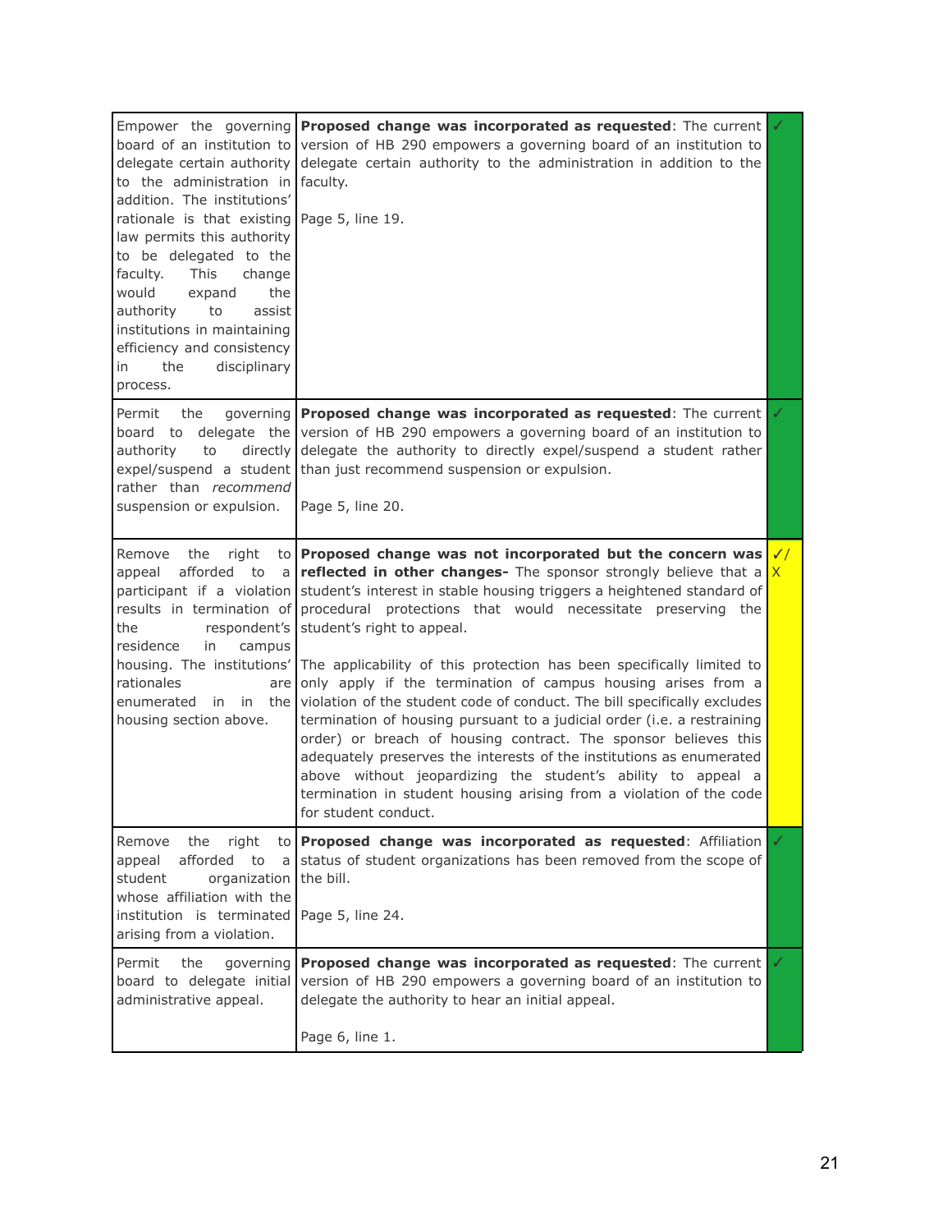| | | |
|---|---|---|
| Empower the governing board of an institution to delegate certain authority to the administration in addition. The institutions' rationale is that existing law permits this authority to be delegated to the faculty. This change would expand the authority to assist institutions in maintaining efficiency and consistency in the disciplinary process. | **Proposed change was incorporated as requested**: The current version of HB 290 empowers a governing board of an institution to delegate certain authority to the administration in addition to the faculty.<br><br>Page 5, line 19. | ✓ |
| Permit the governing board to delegate the authority to directly expel/suspend a student rather than *recommend* suspension or expulsion. | **Proposed change was incorporated as requested**: The current version of HB 290 empowers a governing board of an institution to delegate the authority to directly expel/suspend a student rather than just recommend suspension or expulsion.<br><br>Page 5, line 20. | ✓ |
| Remove the right to appeal afforded to a participant if a violation results in termination of the respondent's residence in campus housing. The institutions' rationales are enumerated in in the housing section above. | **Proposed change was not incorporated but the concern was reflected in other changes-** The sponsor strongly believe that a student's interest in stable housing triggers a heightened standard of procedural protections that would necessitate preserving the student's right to appeal.<br><br>The applicability of this protection has been specifically limited to only apply if the termination of campus housing arises from a violation of the student code of conduct. The bill specifically excludes termination of housing pursuant to a judicial order (i.e. a restraining order) or breach of housing contract. The sponsor believes this adequately preserves the interests of the institutions as enumerated above without jeopardizing the student's ability to appeal a termination in student housing arising from a violation of the code for student conduct. | ✓/ X |
| Remove the right to appeal afforded to a student organization whose affiliation with the institution is terminated arising from a violation. | **Proposed change was incorporated as requested**: Affiliation status of student organizations has been removed from the scope of the bill.<br><br>Page 5, line 24. | ✓ |
| Permit the governing board to delegate initial administrative appeal. | **Proposed change was incorporated as requested**: The current version of HB 290 empowers a governing board of an institution to delegate the authority to hear an initial appeal.<br><br>Page 6, line 1. | ✓ |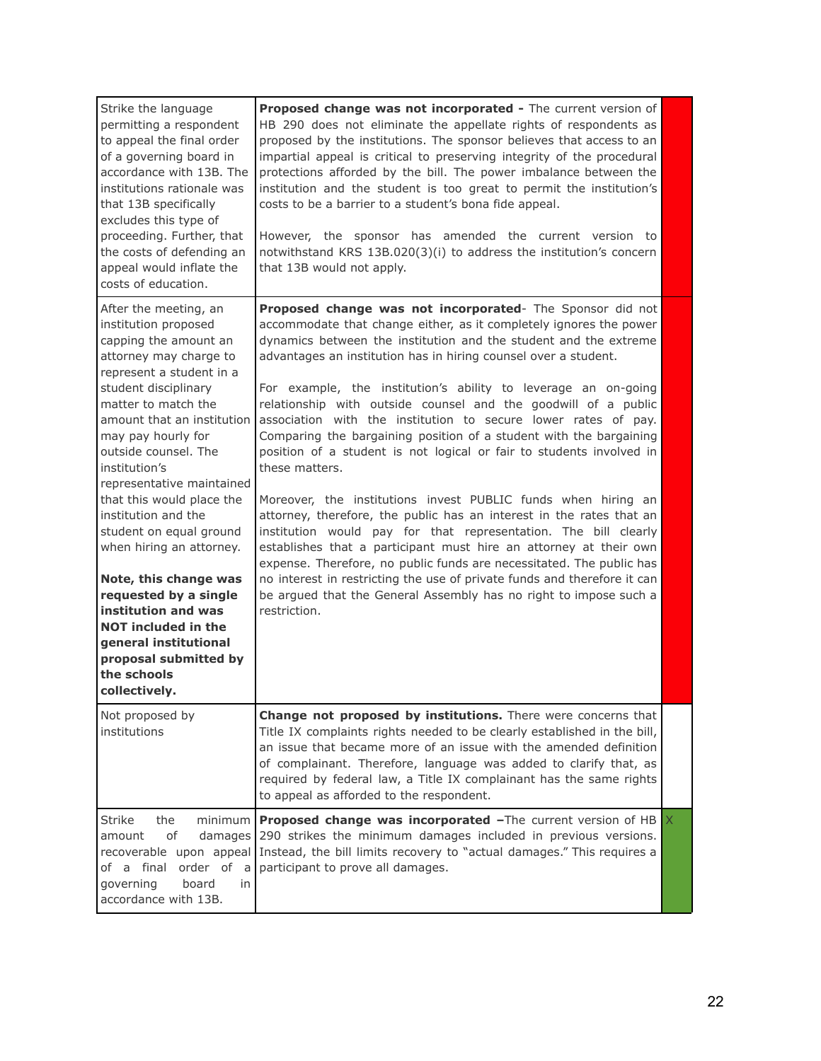| | | |
|---|---|---|
| Strike the language permitting a respondent to appeal the final order of a governing board in accordance with 13B. The institutions rationale was that 13B specifically excludes this type of proceeding. Further, that the costs of defending an appeal would inflate the costs of education. | **Proposed change was not incorporated -** The current version of HB 290 does not eliminate the appellate rights of respondents as proposed by the institutions. The sponsor believes that access to an impartial appeal is critical to preserving integrity of the procedural protections afforded by the bill. The power imbalance between the institution and the student is too great to permit the institution's costs to be a barrier to a student's bona fide appeal.<br><br>However, the sponsor has amended the current version to notwithstand KRS 13B.020(3)(i) to address the institution's concern that 13B would not apply. | |
| After the meeting, an institution proposed capping the amount an attorney may charge to represent a student in a student disciplinary matter to match the amount that an institution may pay hourly for outside counsel. The institution's representative maintained that this would place the institution and the student on equal ground when hiring an attorney.<br><br>**Note, this change was requested by a single institution and was NOT included in the general institutional proposal submitted by the schools collectively.** | **Proposed change was not incorporated**- The Sponsor did not accommodate that change either, as it completely ignores the power dynamics between the institution and the student and the extreme advantages an institution has in hiring counsel over a student.<br><br>For example, the institution's ability to leverage an on-going relationship with outside counsel and the goodwill of a public association with the institution to secure lower rates of pay. Comparing the bargaining position of a student with the bargaining position of a student is not logical or fair to students involved in these matters.<br><br>Moreover, the institutions invest PUBLIC funds when hiring an attorney, therefore, the public has an interest in the rates that an institution would pay for that representation. The bill clearly establishes that a participant must hire an attorney at their own expense. Therefore, no public funds are necessitated. The public has no interest in restricting the use of private funds and therefore it can be argued that the General Assembly has no right to impose such a restriction. | |
| Not proposed by institutions | **Change not proposed by institutions.** There were concerns that Title IX complaints rights needed to be clearly established in the bill, an issue that became more of an issue with the amended definition of complainant. Therefore, language was added to clarify that, as required by federal law, a Title IX complainant has the same rights to appeal as afforded to the respondent. | |
| Strike the minimum amount of damages recoverable upon appeal of a final order of a governing board in accordance with 13B. | **Proposed change was incorporated –**The current version of HB 290 strikes the minimum damages included in previous versions. Instead, the bill limits recovery to "actual damages." This requires a participant to prove all damages. | X |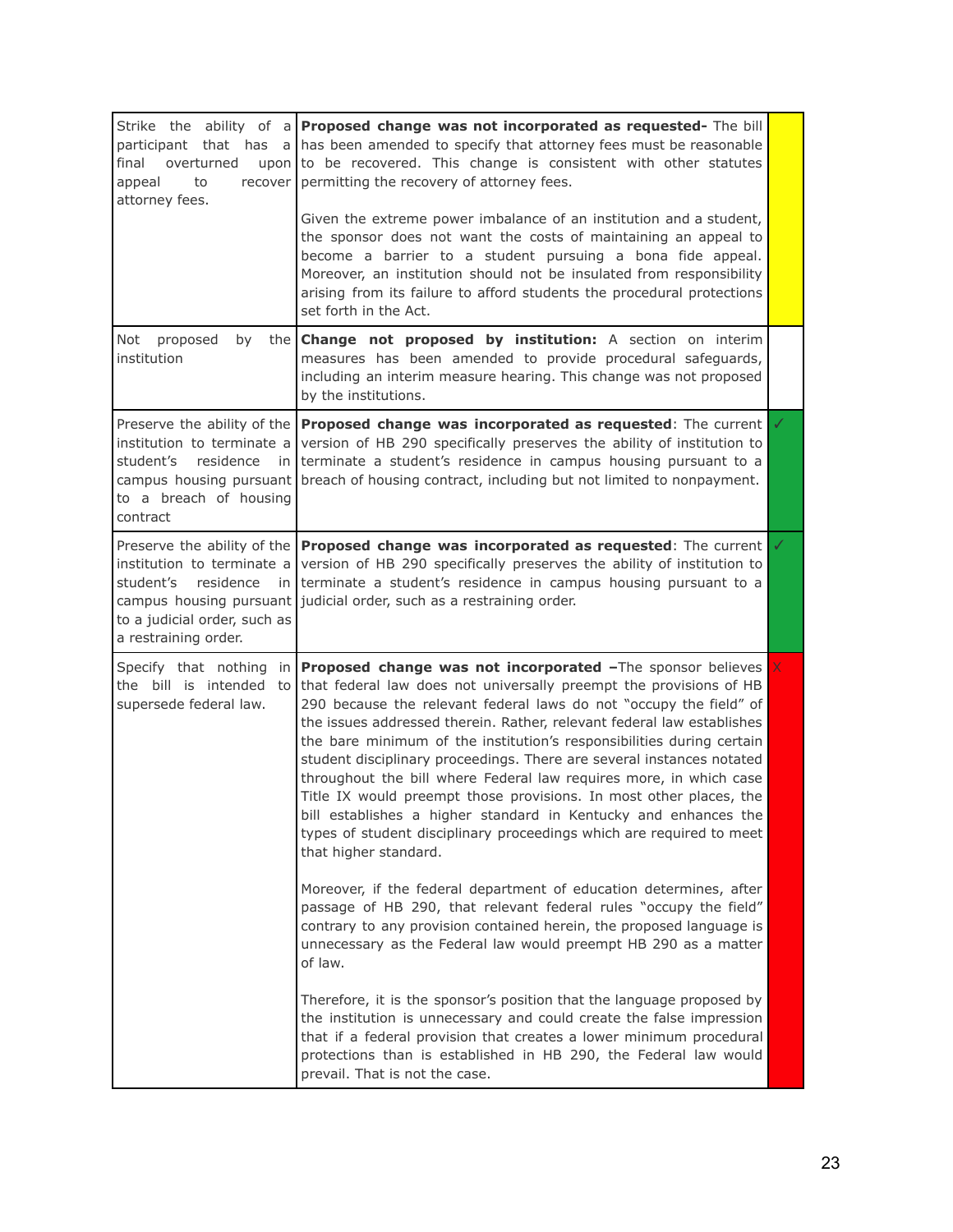| | | |
|---|---|---|
| Strike the ability of a participant that has a final overturned upon appeal to recover attorney fees. | **Proposed change was not incorporated as requested-** The bill has been amended to specify that attorney fees must be reasonable to be recovered. This change is consistent with other statutes permitting the recovery of attorney fees.<br><br>Given the extreme power imbalance of an institution and a student, the sponsor does not want the costs of maintaining an appeal to become a barrier to a student pursuing a bona fide appeal. Moreover, an institution should not be insulated from responsibility arising from its failure to afford students the procedural protections set forth in the Act. | |
| Not proposed by the institution | **Change not proposed by institution:** A section on interim measures has been amended to provide procedural safeguards, including an interim measure hearing. This change was not proposed by the institutions. | |
| Preserve the ability of the institution to terminate a student's residence in campus housing pursuant to a breach of housing contract | **Proposed change was incorporated as requested**: The current version of HB 290 specifically preserves the ability of institution to terminate a student's residence in campus housing pursuant to a breach of housing contract, including but not limited to nonpayment. | ✓ |
| Preserve the ability of the institution to terminate a student's residence in campus housing pursuant to a judicial order, such as a restraining order. | **Proposed change was incorporated as requested**: The current version of HB 290 specifically preserves the ability of institution to terminate a student's residence in campus housing pursuant to a judicial order, such as a restraining order. | ✓ |
| Specify that nothing in the bill is intended to supersede federal law. | **Proposed change was not incorporated –**The sponsor believes that federal law does not universally preempt the provisions of HB 290 because the relevant federal laws do not "occupy the field" of the issues addressed therein. Rather, relevant federal law establishes the bare minimum of the institution's responsibilities during certain student disciplinary proceedings. There are several instances notated throughout the bill where Federal law requires more, in which case Title IX would preempt those provisions. In most other places, the bill establishes a higher standard in Kentucky and enhances the types of student disciplinary proceedings which are required to meet that higher standard.<br><br>Moreover, if the federal department of education determines, after passage of HB 290, that relevant federal rules "occupy the field" contrary to any provision contained herein, the proposed language is unnecessary as the Federal law would preempt HB 290 as a matter of law.<br><br>Therefore, it is the sponsor's position that the language proposed by the institution is unnecessary and could create the false impression that if a federal provision that creates a lower minimum procedural protections than is established in HB 290, the Federal law would prevail. That is not the case. | X |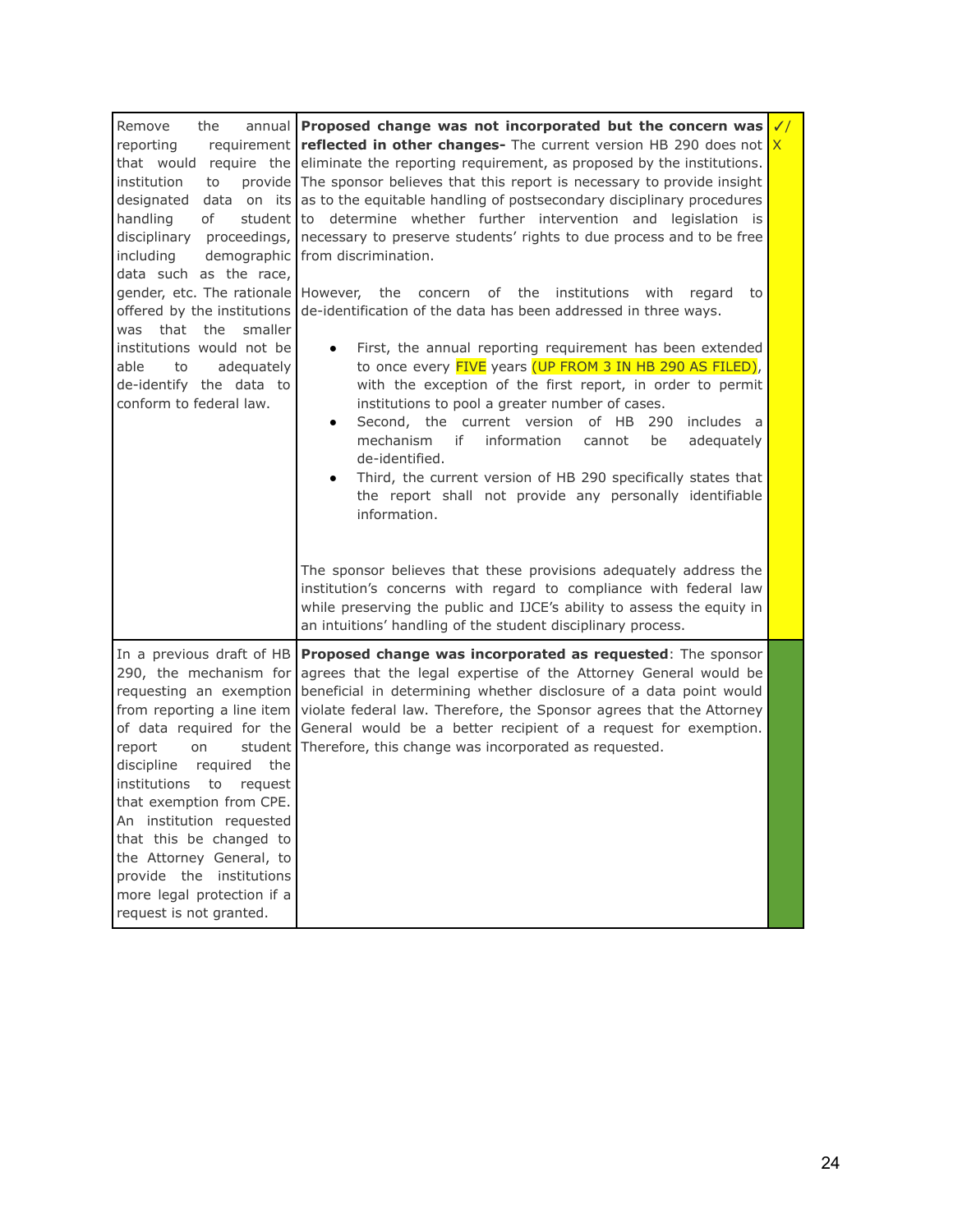| | | |
|---|---|---|
| Remove the annual reporting requirement that would require the institution to provide designated data on its handling of student disciplinary proceedings, including demographic data such as the race, gender, etc. The rationale offered by the institutions was that the smaller institutions would not be able to adequately de-identify the data to conform to federal law. | **Proposed change was not incorporated but the concern was reflected in other changes-** The current version HB 290 does not eliminate the reporting requirement, as proposed by the institutions. The sponsor believes that this report is necessary to provide insight as to the equitable handling of postsecondary disciplinary procedures to determine whether further intervention and legislation is necessary to preserve students' rights to due process and to be free from discrimination.<br><br>However, the concern of the institutions with regard to de-identification of the data has been addressed in three ways.<br><br>• First, the annual reporting requirement has been extended to once every FIVE years (UP FROM 3 IN HB 290 AS FILED), with the exception of the first report, in order to permit institutions to pool a greater number of cases.<br>• Second, the current version of HB 290 includes a mechanism if information cannot be adequately de-identified.<br>• Third, the current version of HB 290 specifically states that the report shall not provide any personally identifiable information.<br><br>The sponsor believes that these provisions adequately address the institution's concerns with regard to compliance with federal law while preserving the public and IJCE's ability to assess the equity in an intuitions' handling of the student disciplinary process. | ✓/X |
| In a previous draft of HB 290, the mechanism for requesting an exemption from reporting a line item of data required for the report on student discipline required the institutions to request that exemption from CPE. An institution requested that this be changed to the Attorney General, to provide the institutions more legal protection if a request is not granted. | **Proposed change was incorporated as requested**: The sponsor agrees that the legal expertise of the Attorney General would be beneficial in determining whether disclosure of a data point would violate federal law. Therefore, the Sponsor agrees that the Attorney General would be a better recipient of a request for exemption. Therefore, this change was incorporated as requested. | |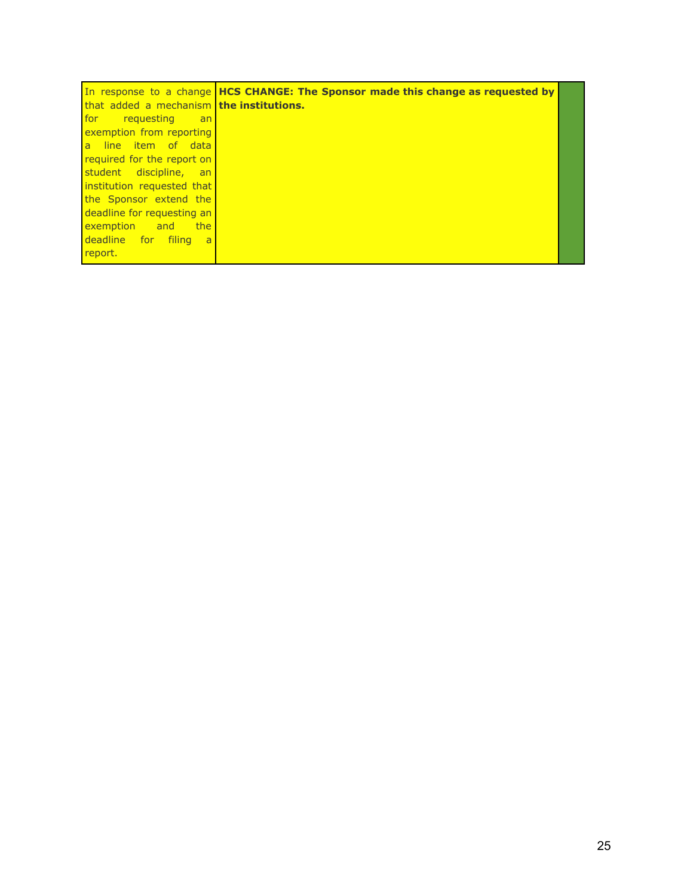| | | |
|---|---|---|
| In response to a change that added a mechanism for requesting an exemption from reporting a line item of data required for the report on student discipline, an institution requested that the Sponsor extend the deadline for requesting an exemption and the deadline for filing a report. | **HCS CHANGE: The Sponsor made this change as requested by the institutions.** | |